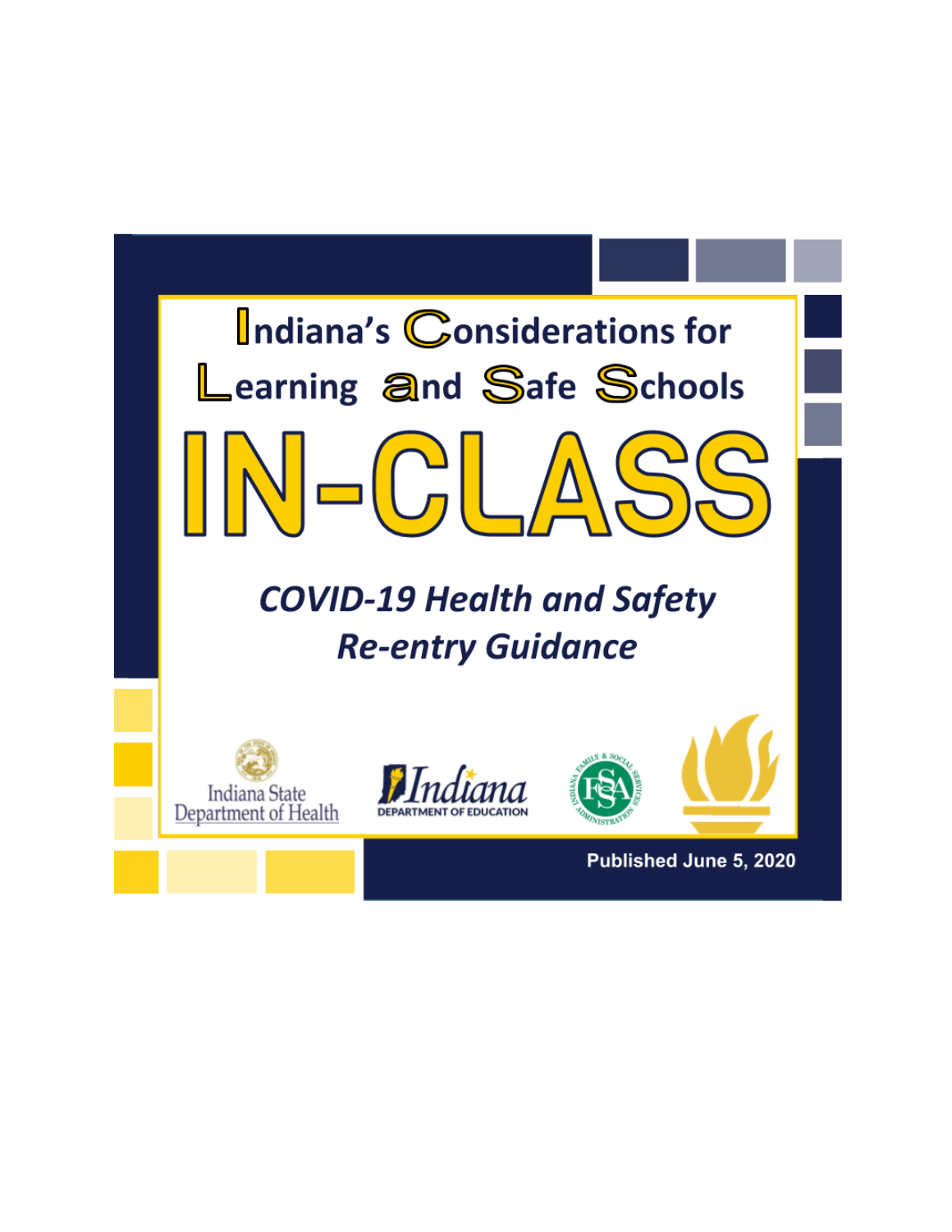# Indiana's Considerations for Learning and Safe Schools

# IN-CLASS

## *COVID-19 Health and Safety Re-entry Guidance*

Indiana State Department of Health

Indiana Department of Education

Published June 5, 2020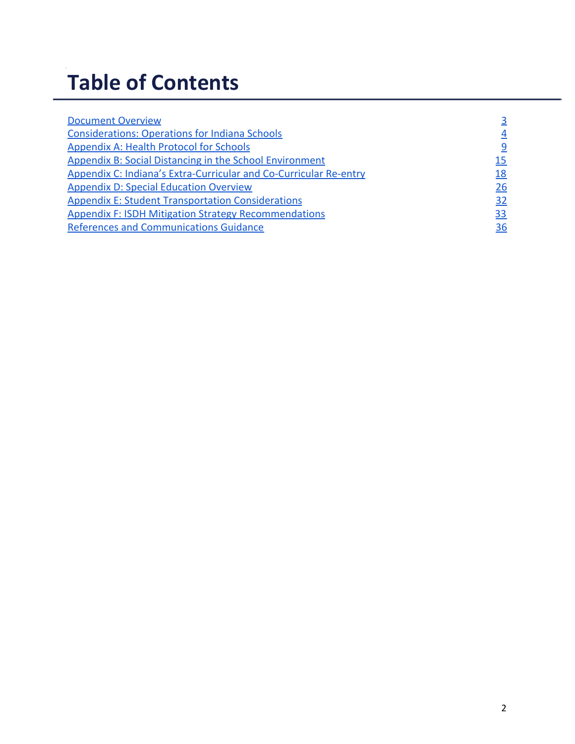# Table of Contents

| | |
|---|---|
| Document Overview | 3 |
| Considerations: Operations for Indiana Schools | 4 |
| Appendix A: Health Protocol for Schools | 9 |
| Appendix B: Social Distancing in the School Environment | 15 |
| Appendix C: Indiana's Extra-Curricular and Co-Curricular Re-entry | 18 |
| Appendix D: Special Education Overview | 26 |
| Appendix E: Student Transportation Considerations | 32 |
| Appendix F: ISDH Mitigation Strategy Recommendations | 33 |
| References and Communications Guidance | 36 |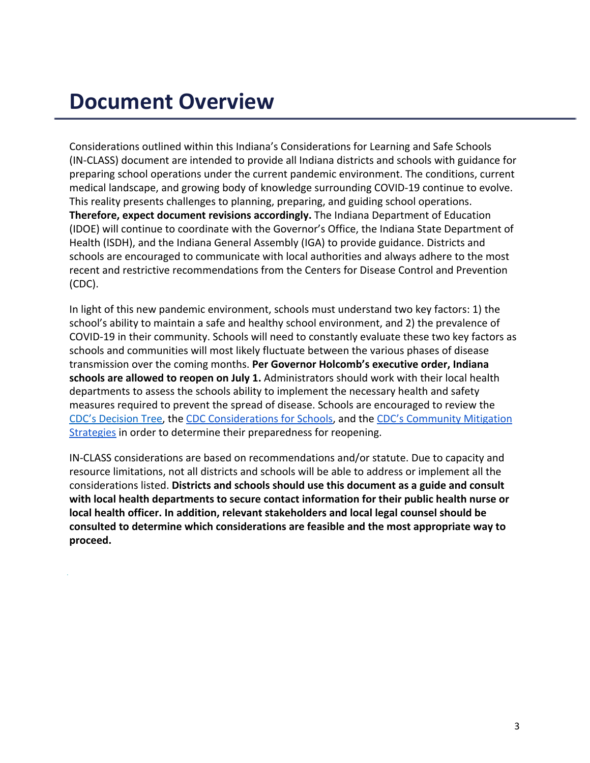# Document Overview

Considerations outlined within this Indiana's Considerations for Learning and Safe Schools (IN-CLASS) document are intended to provide all Indiana districts and schools with guidance for preparing school operations under the current pandemic environment. The conditions, current medical landscape, and growing body of knowledge surrounding COVID-19 continue to evolve. This reality presents challenges to planning, preparing, and guiding school operations. **Therefore, expect document revisions accordingly.** The Indiana Department of Education (IDOE) will continue to coordinate with the Governor's Office, the Indiana State Department of Health (ISDH), and the Indiana General Assembly (IGA) to provide guidance. Districts and schools are encouraged to communicate with local authorities and always adhere to the most recent and restrictive recommendations from the Centers for Disease Control and Prevention (CDC).

In light of this new pandemic environment, schools must understand two key factors: 1) the school's ability to maintain a safe and healthy school environment, and 2) the prevalence of COVID-19 in their community. Schools will need to constantly evaluate these two key factors as schools and communities will most likely fluctuate between the various phases of disease transmission over the coming months. **Per Governor Holcomb's executive order, Indiana schools are allowed to reopen on July 1.** Administrators should work with their local health departments to assess the schools ability to implement the necessary health and safety measures required to prevent the spread of disease. Schools are encouraged to review the CDC's Decision Tree, the CDC Considerations for Schools, and the CDC's Community Mitigation Strategies in order to determine their preparedness for reopening.

IN-CLASS considerations are based on recommendations and/or statute. Due to capacity and resource limitations, not all districts and schools will be able to address or implement all the considerations listed. **Districts and schools should use this document as a guide and consult with local health departments to secure contact information for their public health nurse or local health officer. In addition, relevant stakeholders and local legal counsel should be consulted to determine which considerations are feasible and the most appropriate way to proceed.**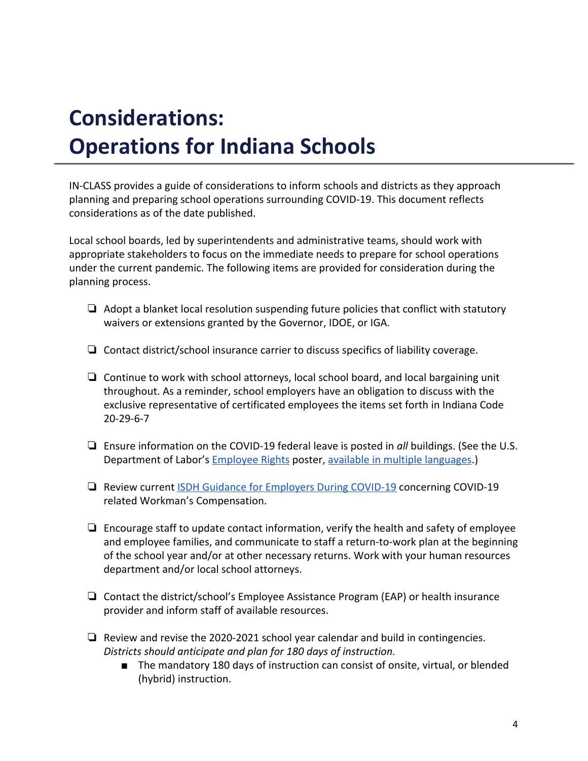# Considerations: Operations for Indiana Schools

IN-CLASS provides a guide of considerations to inform schools and districts as they approach planning and preparing school operations surrounding COVID-19. This document reflects considerations as of the date published.

Local school boards, led by superintendents and administrative teams, should work with appropriate stakeholders to focus on the immediate needs to prepare for school operations under the current pandemic. The following items are provided for consideration during the planning process.

- ❏ Adopt a blanket local resolution suspending future policies that conflict with statutory waivers or extensions granted by the Governor, IDOE, or IGA.
- ❏ Contact district/school insurance carrier to discuss specifics of liability coverage.
- ❏ Continue to work with school attorneys, local school board, and local bargaining unit throughout. As a reminder, school employers have an obligation to discuss with the exclusive representative of certificated employees the items set forth in Indiana Code 20-29-6-7
- ❏ Ensure information on the COVID-19 federal leave is posted in *all* buildings. (See the U.S. Department of Labor's Employee Rights poster, available in multiple languages.)
- ❏ Review current ISDH Guidance for Employers During COVID-19 concerning COVID-19 related Workman's Compensation.
- ❏ Encourage staff to update contact information, verify the health and safety of employee and employee families, and communicate to staff a return-to-work plan at the beginning of the school year and/or at other necessary returns. Work with your human resources department and/or local school attorneys.
- ❏ Contact the district/school's Employee Assistance Program (EAP) or health insurance provider and inform staff of available resources.
- ❏ Review and revise the 2020-2021 school year calendar and build in contingencies. *Districts should anticipate and plan for 180 days of instruction.*
    - The mandatory 180 days of instruction can consist of onsite, virtual, or blended (hybrid) instruction.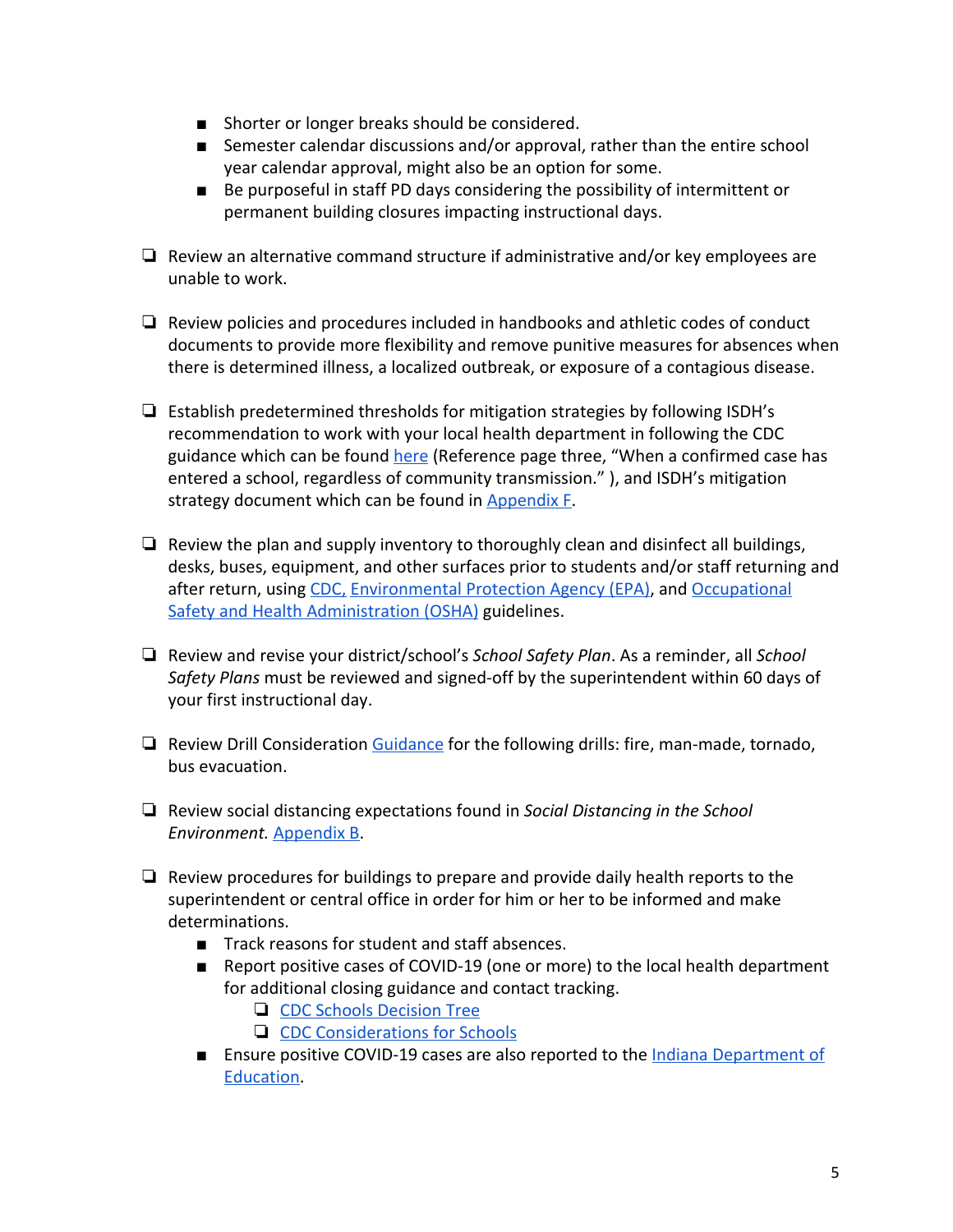- Shorter or longer breaks should be considered.
    - Semester calendar discussions and/or approval, rather than the entire school year calendar approval, might also be an option for some.
    - Be purposeful in staff PD days considering the possibility of intermittent or permanent building closures impacting instructional days.

- [ ] Review an alternative command structure if administrative and/or key employees are unable to work.

- [ ] Review policies and procedures included in handbooks and athletic codes of conduct documents to provide more flexibility and remove punitive measures for absences when there is determined illness, a localized outbreak, or exposure of a contagious disease.

- [ ] Establish predetermined thresholds for mitigation strategies by following ISDH's recommendation to work with your local health department in following the CDC guidance which can be found here (Reference page three, "When a confirmed case has entered a school, regardless of community transmission." ), and ISDH's mitigation strategy document which can be found in Appendix F.

- [ ] Review the plan and supply inventory to thoroughly clean and disinfect all buildings, desks, buses, equipment, and other surfaces prior to students and/or staff returning and after return, using CDC, Environmental Protection Agency (EPA), and Occupational Safety and Health Administration (OSHA) guidelines.

- [ ] Review and revise your district/school's *School Safety Plan*. As a reminder, all *School Safety Plans* must be reviewed and signed-off by the superintendent within 60 days of your first instructional day.

- [ ] Review Drill Consideration Guidance for the following drills: fire, man-made, tornado, bus evacuation.

- [ ] Review social distancing expectations found in *Social Distancing in the School Environment.* Appendix B.

- [ ] Review procedures for buildings to prepare and provide daily health reports to the superintendent or central office in order for him or her to be informed and make determinations.
    - Track reasons for student and staff absences.
    - Report positive cases of COVID-19 (one or more) to the local health department for additional closing guidance and contact tracking.
        - [ ] CDC Schools Decision Tree
        - [ ] CDC Considerations for Schools
    - Ensure positive COVID-19 cases are also reported to the Indiana Department of Education.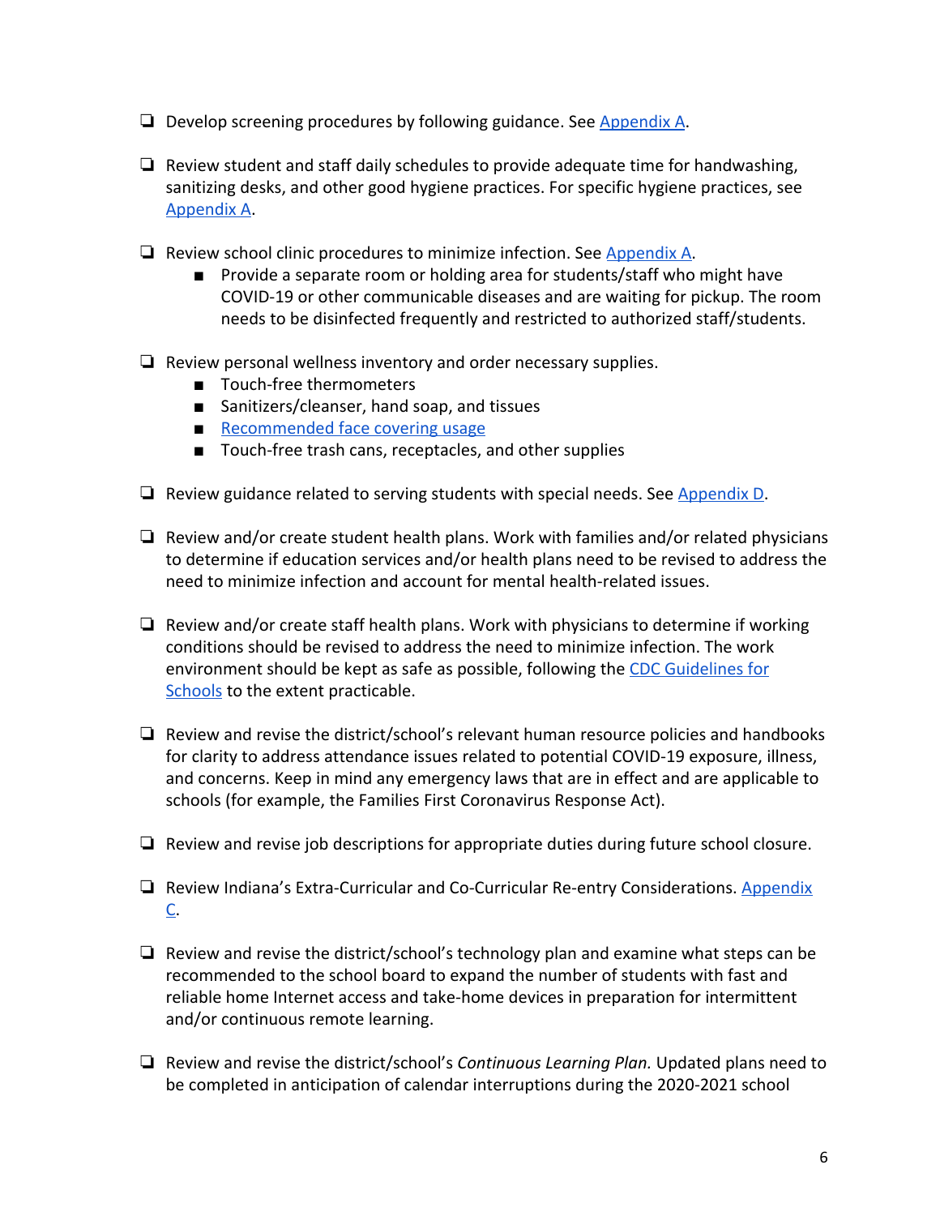- [ ] Develop screening procedures by following guidance. See Appendix A.

- [ ] Review student and staff daily schedules to provide adequate time for handwashing, sanitizing desks, and other good hygiene practices. For specific hygiene practices, see Appendix A.

- [ ] Review school clinic procedures to minimize infection. See Appendix A.
    - Provide a separate room or holding area for students/staff who might have COVID-19 or other communicable diseases and are waiting for pickup. The room needs to be disinfected frequently and restricted to authorized staff/students.

- [ ] Review personal wellness inventory and order necessary supplies.
    - Touch-free thermometers
    - Sanitizers/cleanser, hand soap, and tissues
    - Recommended face covering usage
    - Touch-free trash cans, receptacles, and other supplies

- [ ] Review guidance related to serving students with special needs. See Appendix D.

- [ ] Review and/or create student health plans. Work with families and/or related physicians to determine if education services and/or health plans need to be revised to address the need to minimize infection and account for mental health-related issues.

- [ ] Review and/or create staff health plans. Work with physicians to determine if working conditions should be revised to address the need to minimize infection. The work environment should be kept as safe as possible, following the CDC Guidelines for Schools to the extent practicable.

- [ ] Review and revise the district/school's relevant human resource policies and handbooks for clarity to address attendance issues related to potential COVID-19 exposure, illness, and concerns. Keep in mind any emergency laws that are in effect and are applicable to schools (for example, the Families First Coronavirus Response Act).

- [ ] Review and revise job descriptions for appropriate duties during future school closure.

- [ ] Review Indiana's Extra-Curricular and Co-Curricular Re-entry Considerations. Appendix C.

- [ ] Review and revise the district/school's technology plan and examine what steps can be recommended to the school board to expand the number of students with fast and reliable home Internet access and take-home devices in preparation for intermittent and/or continuous remote learning.

- [ ] Review and revise the district/school's *Continuous Learning Plan.* Updated plans need to be completed in anticipation of calendar interruptions during the 2020-2021 school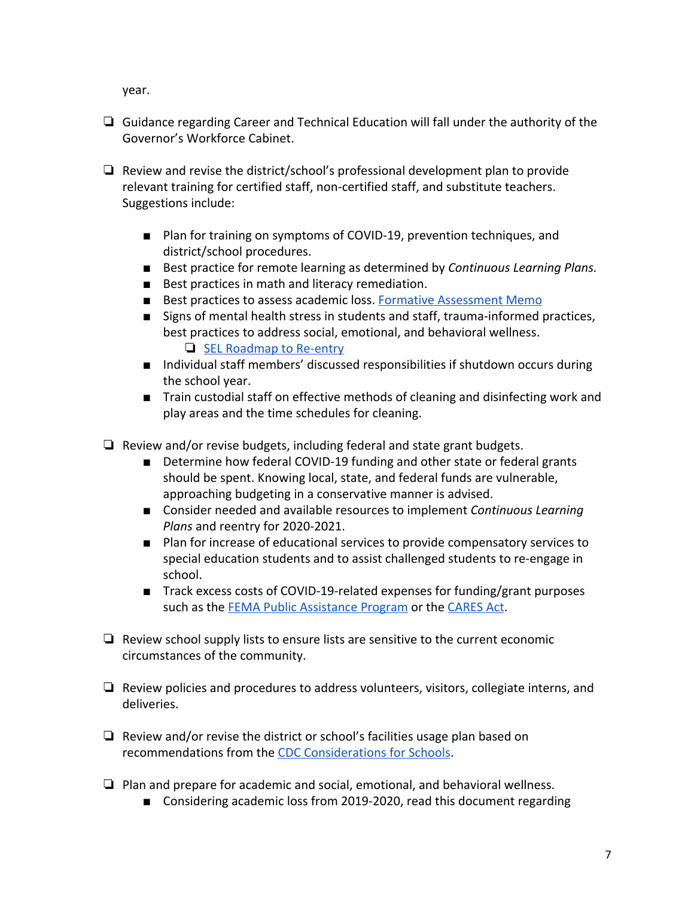year.

- ❏ Guidance regarding Career and Technical Education will fall under the authority of the Governor's Workforce Cabinet.

- ❏ Review and revise the district/school's professional development plan to provide relevant training for certified staff, non-certified staff, and substitute teachers. Suggestions include:

    - Plan for training on symptoms of COVID-19, prevention techniques, and district/school procedures.
    - Best practice for remote learning as determined by *Continuous Learning Plans.*
    - Best practices in math and literacy remediation.
    - Best practices to assess academic loss. [Formative Assessment Memo]
    - Signs of mental health stress in students and staff, trauma-informed practices, best practices to address social, emotional, and behavioral wellness.
        - ❏ [SEL Roadmap to Re-entry]
    - Individual staff members' discussed responsibilities if shutdown occurs during the school year.
    - Train custodial staff on effective methods of cleaning and disinfecting work and play areas and the time schedules for cleaning.

- ❏ Review and/or revise budgets, including federal and state grant budgets.
    - Determine how federal COVID-19 funding and other state or federal grants should be spent. Knowing local, state, and federal funds are vulnerable, approaching budgeting in a conservative manner is advised.
    - Consider needed and available resources to implement *Continuous Learning Plans* and reentry for 2020-2021.
    - Plan for increase of educational services to provide compensatory services to special education students and to assist challenged students to re-engage in school.
    - Track excess costs of COVID-19-related expenses for funding/grant purposes such as the [FEMA Public Assistance Program] or the [CARES Act].

- ❏ Review school supply lists to ensure lists are sensitive to the current economic circumstances of the community.

- ❏ Review policies and procedures to address volunteers, visitors, collegiate interns, and deliveries.

- ❏ Review and/or revise the district or school's facilities usage plan based on recommendations from the [CDC Considerations for Schools].

- ❏ Plan and prepare for academic and social, emotional, and behavioral wellness.
    - Considering academic loss from 2019-2020, read this document regarding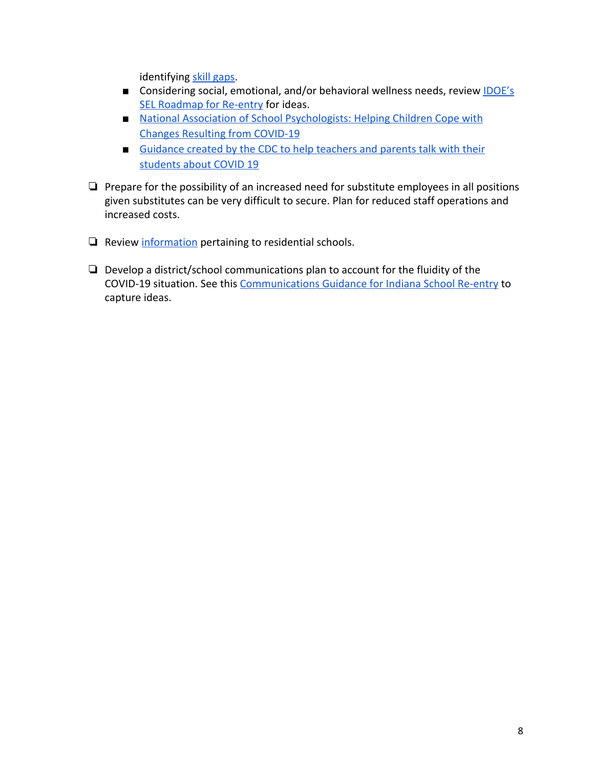identifying skill gaps.

    - Considering social, emotional, and/or behavioral wellness needs, review IDOE's SEL Roadmap for Re-entry for ideas.
    - National Association of School Psychologists: Helping Children Cope with Changes Resulting from COVID-19
    - Guidance created by the CDC to help teachers and parents talk with their students about COVID 19

- [ ] Prepare for the possibility of an increased need for substitute employees in all positions given substitutes can be very difficult to secure. Plan for reduced staff operations and increased costs.

- [ ] Review information pertaining to residential schools.

- [ ] Develop a district/school communications plan to account for the fluidity of the COVID-19 situation. See this Communications Guidance for Indiana School Re-entry to capture ideas.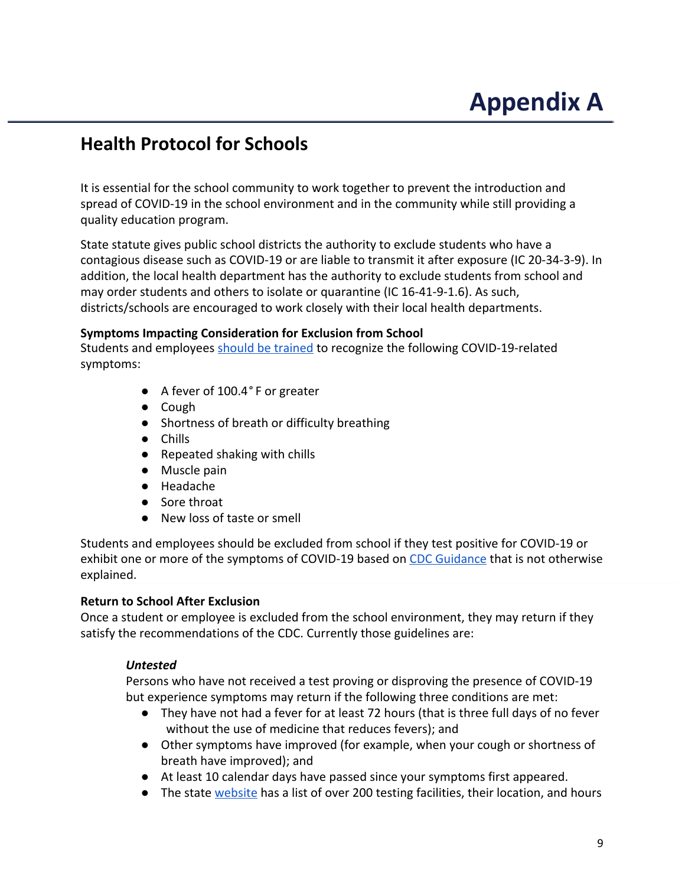# Appendix A

## Health Protocol for Schools

It is essential for the school community to work together to prevent the introduction and spread of COVID-19 in the school environment and in the community while still providing a quality education program.

State statute gives public school districts the authority to exclude students who have a contagious disease such as COVID-19 or are liable to transmit it after exposure (IC 20-34-3-9). In addition, the local health department has the authority to exclude students from school and may order students and others to isolate or quarantine (IC 16-41-9-1.6). As such, districts/schools are encouraged to work closely with their local health departments.

**Symptoms Impacting Consideration for Exclusion from School**
Students and employees should be trained to recognize the following COVID-19-related symptoms:

- A fever of 100.4° F or greater
- Cough
- Shortness of breath or difficulty breathing
- Chills
- Repeated shaking with chills
- Muscle pain
- Headache
- Sore throat
- New loss of taste or smell

Students and employees should be excluded from school if they test positive for COVID-19 or exhibit one or more of the symptoms of COVID-19 based on CDC Guidance that is not otherwise explained.

**Return to School After Exclusion**
Once a student or employee is excluded from the school environment, they may return if they satisfy the recommendations of the CDC. Currently those guidelines are:

***Untested***
Persons who have not received a test proving or disproving the presence of COVID-19 but experience symptoms may return if the following three conditions are met:

- They have not had a fever for at least 72 hours (that is three full days of no fever without the use of medicine that reduces fevers); and
- Other symptoms have improved (for example, when your cough or shortness of breath have improved); and
- At least 10 calendar days have passed since your symptoms first appeared.
- The state website has a list of over 200 testing facilities, their location, and hours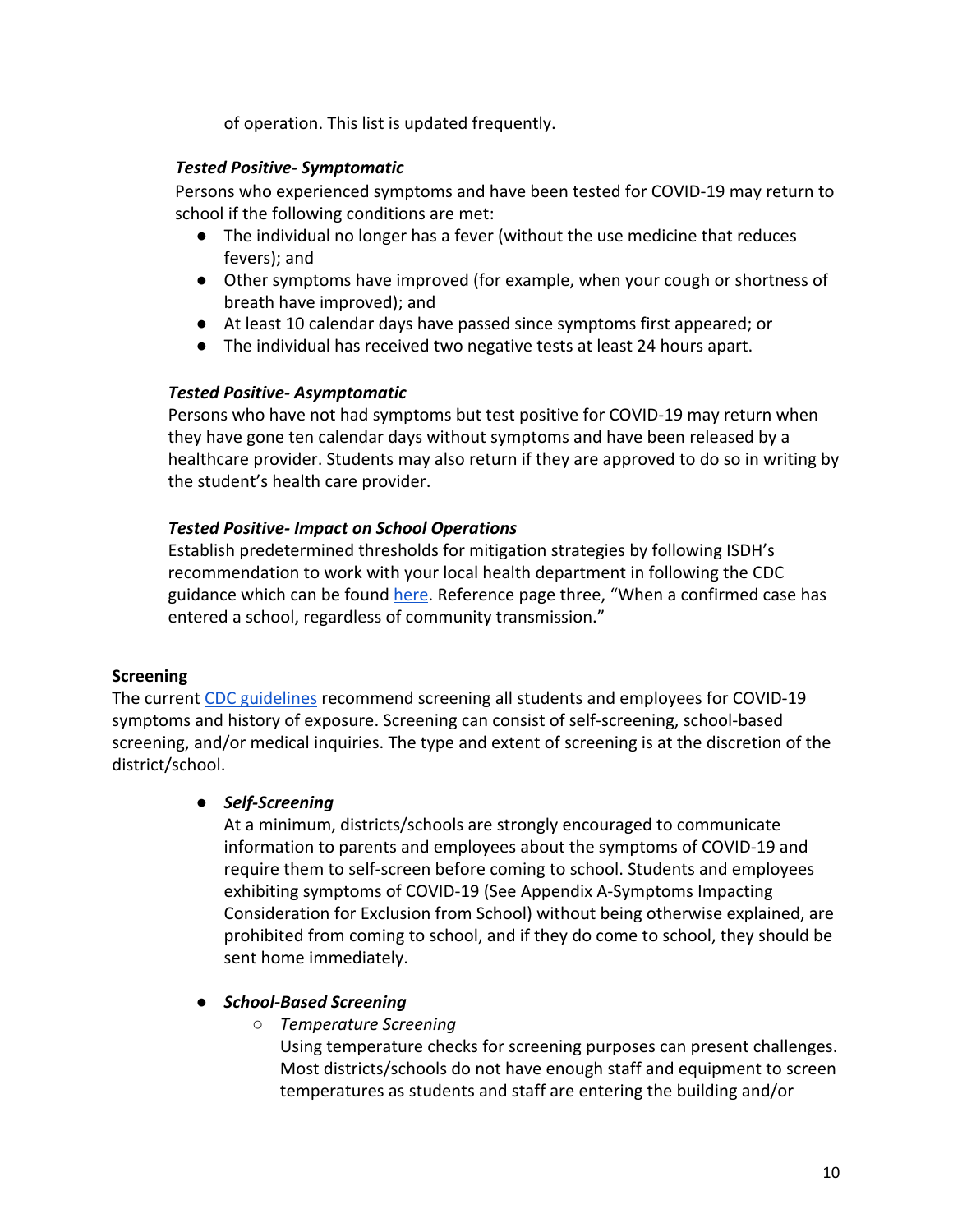of operation. This list is updated frequently.

***Tested Positive- Symptomatic***

Persons who experienced symptoms and have been tested for COVID-19 may return to school if the following conditions are met:

- The individual no longer has a fever (without the use medicine that reduces fevers); and
- Other symptoms have improved (for example, when your cough or shortness of breath have improved); and
- At least 10 calendar days have passed since symptoms first appeared; or
- The individual has received two negative tests at least 24 hours apart.

***Tested Positive- Asymptomatic***

Persons who have not had symptoms but test positive for COVID-19 may return when they have gone ten calendar days without symptoms and have been released by a healthcare provider. Students may also return if they are approved to do so in writing by the student's health care provider.

***Tested Positive- Impact on School Operations***

Establish predetermined thresholds for mitigation strategies by following ISDH's recommendation to work with your local health department in following the CDC guidance which can be found here. Reference page three, "When a confirmed case has entered a school, regardless of community transmission."

**Screening**

The current CDC guidelines recommend screening all students and employees for COVID-19 symptoms and history of exposure. Screening can consist of self-screening, school-based screening, and/or medical inquiries. The type and extent of screening is at the discretion of the district/school.

- ***Self-Screening***

  At a minimum, districts/schools are strongly encouraged to communicate information to parents and employees about the symptoms of COVID-19 and require them to self-screen before coming to school. Students and employees exhibiting symptoms of COVID-19 (See Appendix A-Symptoms Impacting Consideration for Exclusion from School) without being otherwise explained, are prohibited from coming to school, and if they do come to school, they should be sent home immediately.

- ***School-Based Screening***
  - *Temperature Screening*

    Using temperature checks for screening purposes can present challenges. Most districts/schools do not have enough staff and equipment to screen temperatures as students and staff are entering the building and/or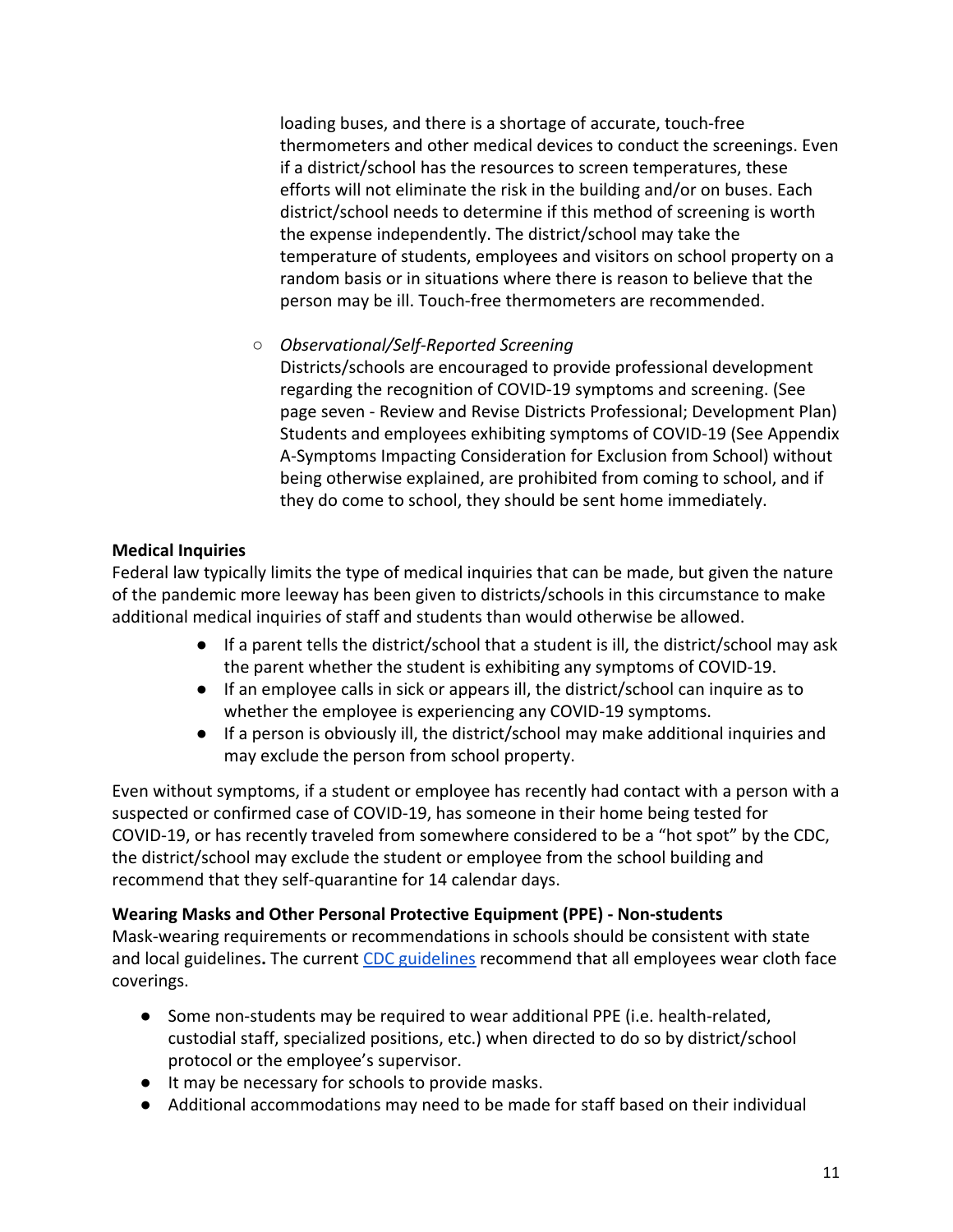loading buses, and there is a shortage of accurate, touch-free thermometers and other medical devices to conduct the screenings. Even if a district/school has the resources to screen temperatures, these efforts will not eliminate the risk in the building and/or on buses. Each district/school needs to determine if this method of screening is worth the expense independently. The district/school may take the temperature of students, employees and visitors on school property on a random basis or in situations where there is reason to believe that the person may be ill. Touch-free thermometers are recommended.

- *Observational/Self-Reported Screening*
  Districts/schools are encouraged to provide professional development regarding the recognition of COVID-19 symptoms and screening. (See page seven - Review and Revise Districts Professional; Development Plan) Students and employees exhibiting symptoms of COVID-19 (See Appendix A-Symptoms Impacting Consideration for Exclusion from School) without being otherwise explained, are prohibited from coming to school, and if they do come to school, they should be sent home immediately.

**Medical Inquiries**

Federal law typically limits the type of medical inquiries that can be made, but given the nature of the pandemic more leeway has been given to districts/schools in this circumstance to make additional medical inquiries of staff and students than would otherwise be allowed.

- If a parent tells the district/school that a student is ill, the district/school may ask the parent whether the student is exhibiting any symptoms of COVID-19.
- If an employee calls in sick or appears ill, the district/school can inquire as to whether the employee is experiencing any COVID-19 symptoms.
- If a person is obviously ill, the district/school may make additional inquiries and may exclude the person from school property.

Even without symptoms, if a student or employee has recently had contact with a person with a suspected or confirmed case of COVID-19, has someone in their home being tested for COVID-19, or has recently traveled from somewhere considered to be a "hot spot" by the CDC, the district/school may exclude the student or employee from the school building and recommend that they self-quarantine for 14 calendar days.

**Wearing Masks and Other Personal Protective Equipment (PPE) - Non-students**

Mask-wearing requirements or recommendations in schools should be consistent with state and local guidelines**.** The current [CDC guidelines] recommend that all employees wear cloth face coverings.

- Some non-students may be required to wear additional PPE (i.e. health-related, custodial staff, specialized positions, etc.) when directed to do so by district/school protocol or the employee's supervisor.
- It may be necessary for schools to provide masks.
- Additional accommodations may need to be made for staff based on their individual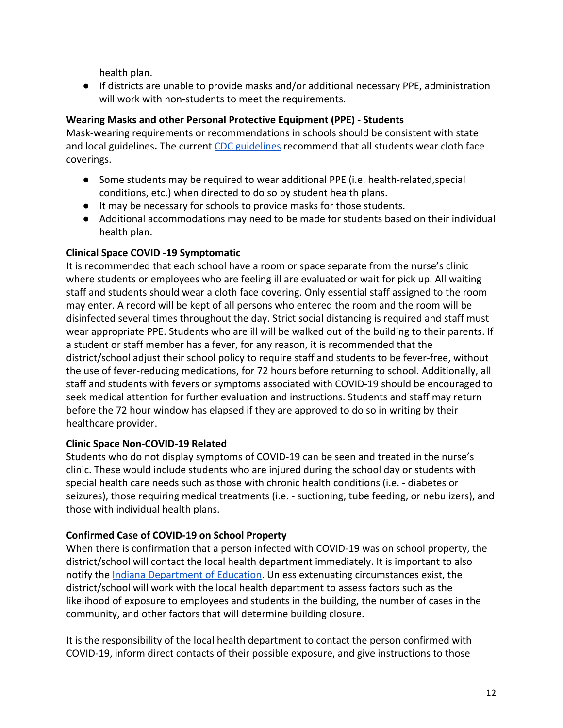health plan.

- If districts are unable to provide masks and/or additional necessary PPE, administration will work with non-students to meet the requirements.

**Wearing Masks and other Personal Protective Equipment (PPE) - Students**

Mask-wearing requirements or recommendations in schools should be consistent with state and local guidelines**.** The current CDC guidelines recommend that all students wear cloth face coverings.

- Some students may be required to wear additional PPE (i.e. health-related,special conditions, etc.) when directed to do so by student health plans.
- It may be necessary for schools to provide masks for those students.
- Additional accommodations may need to be made for students based on their individual health plan.

**Clinical Space COVID -19 Symptomatic**

It is recommended that each school have a room or space separate from the nurse's clinic where students or employees who are feeling ill are evaluated or wait for pick up. All waiting staff and students should wear a cloth face covering. Only essential staff assigned to the room may enter. A record will be kept of all persons who entered the room and the room will be disinfected several times throughout the day. Strict social distancing is required and staff must wear appropriate PPE. Students who are ill will be walked out of the building to their parents. If a student or staff member has a fever, for any reason, it is recommended that the district/school adjust their school policy to require staff and students to be fever-free, without the use of fever-reducing medications, for 72 hours before returning to school. Additionally, all staff and students with fevers or symptoms associated with COVID-19 should be encouraged to seek medical attention for further evaluation and instructions. Students and staff may return before the 72 hour window has elapsed if they are approved to do so in writing by their healthcare provider.

**Clinic Space Non-COVID-19 Related**

Students who do not display symptoms of COVID-19 can be seen and treated in the nurse's clinic. These would include students who are injured during the school day or students with special health care needs such as those with chronic health conditions (i.e. - diabetes or seizures), those requiring medical treatments (i.e. - suctioning, tube feeding, or nebulizers), and those with individual health plans.

**Confirmed Case of COVID-19 on School Property**

When there is confirmation that a person infected with COVID-19 was on school property, the district/school will contact the local health department immediately. It is important to also notify the Indiana Department of Education. Unless extenuating circumstances exist, the district/school will work with the local health department to assess factors such as the likelihood of exposure to employees and students in the building, the number of cases in the community, and other factors that will determine building closure.

It is the responsibility of the local health department to contact the person confirmed with COVID-19, inform direct contacts of their possible exposure, and give instructions to those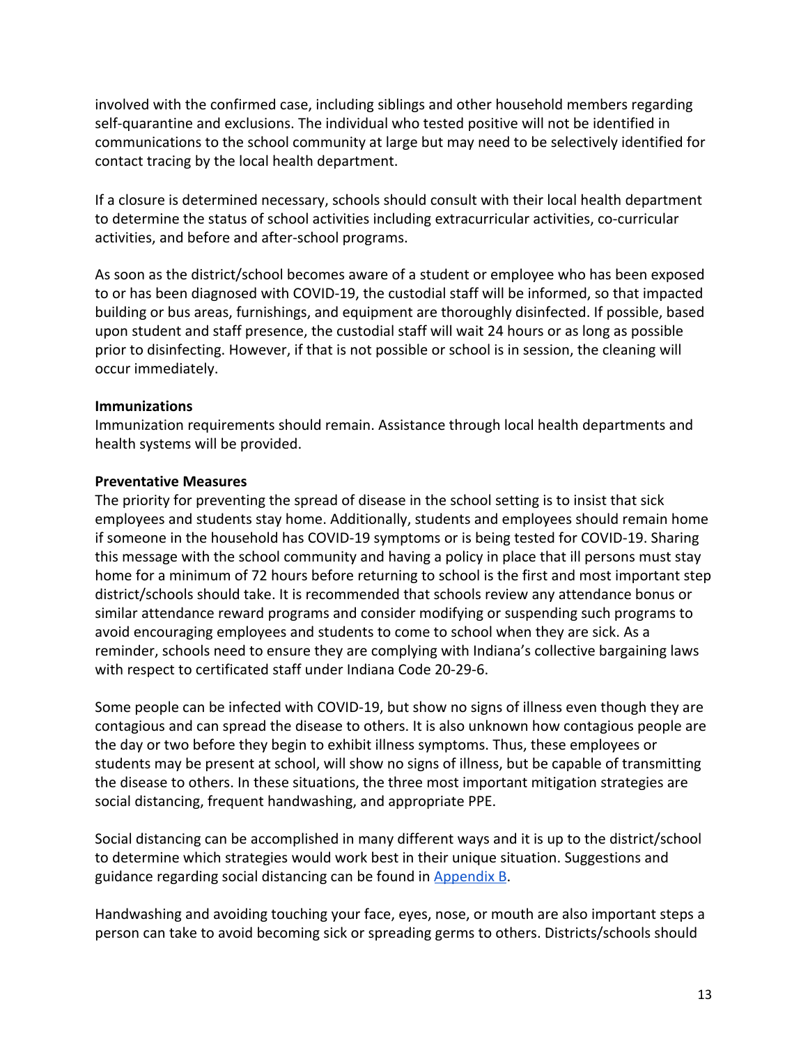involved with the confirmed case, including siblings and other household members regarding self-quarantine and exclusions. The individual who tested positive will not be identified in communications to the school community at large but may need to be selectively identified for contact tracing by the local health department.

If a closure is determined necessary, schools should consult with their local health department to determine the status of school activities including extracurricular activities, co-curricular activities, and before and after-school programs.

As soon as the district/school becomes aware of a student or employee who has been exposed to or has been diagnosed with COVID-19, the custodial staff will be informed, so that impacted building or bus areas, furnishings, and equipment are thoroughly disinfected. If possible, based upon student and staff presence, the custodial staff will wait 24 hours or as long as possible prior to disinfecting. However, if that is not possible or school is in session, the cleaning will occur immediately.

**Immunizations**
Immunization requirements should remain. Assistance through local health departments and health systems will be provided.

**Preventative Measures**
The priority for preventing the spread of disease in the school setting is to insist that sick employees and students stay home. Additionally, students and employees should remain home if someone in the household has COVID-19 symptoms or is being tested for COVID-19. Sharing this message with the school community and having a policy in place that ill persons must stay home for a minimum of 72 hours before returning to school is the first and most important step district/schools should take. It is recommended that schools review any attendance bonus or similar attendance reward programs and consider modifying or suspending such programs to avoid encouraging employees and students to come to school when they are sick. As a reminder, schools need to ensure they are complying with Indiana's collective bargaining laws with respect to certificated staff under Indiana Code 20-29-6.

Some people can be infected with COVID-19, but show no signs of illness even though they are contagious and can spread the disease to others. It is also unknown how contagious people are the day or two before they begin to exhibit illness symptoms. Thus, these employees or students may be present at school, will show no signs of illness, but be capable of transmitting the disease to others. In these situations, the three most important mitigation strategies are social distancing, frequent handwashing, and appropriate PPE.

Social distancing can be accomplished in many different ways and it is up to the district/school to determine which strategies would work best in their unique situation. Suggestions and guidance regarding social distancing can be found in Appendix B.

Handwashing and avoiding touching your face, eyes, nose, or mouth are also important steps a person can take to avoid becoming sick or spreading germs to others. Districts/schools should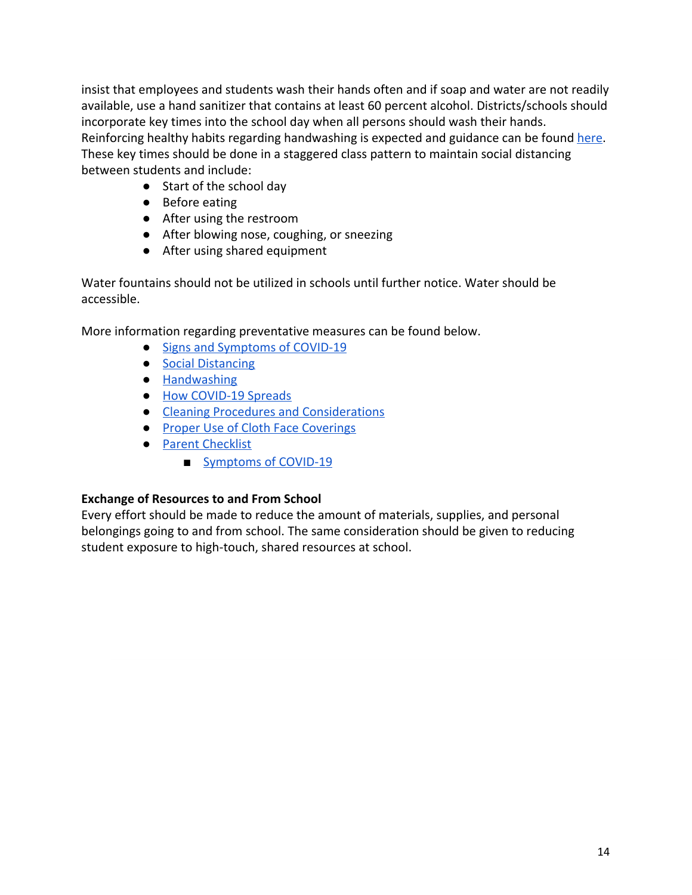insist that employees and students wash their hands often and if soap and water are not readily available, use a hand sanitizer that contains at least 60 percent alcohol. Districts/schools should incorporate key times into the school day when all persons should wash their hands. Reinforcing healthy habits regarding handwashing is expected and guidance can be found here. These key times should be done in a staggered class pattern to maintain social distancing between students and include:

- Start of the school day
- Before eating
- After using the restroom
- After blowing nose, coughing, or sneezing
- After using shared equipment

Water fountains should not be utilized in schools until further notice. Water should be accessible.

More information regarding preventative measures can be found below.

- Signs and Symptoms of COVID-19
- Social Distancing
- Handwashing
- How COVID-19 Spreads
- Cleaning Procedures and Considerations
- Proper Use of Cloth Face Coverings
- Parent Checklist
    - Symptoms of COVID-19

**Exchange of Resources to and From School**

Every effort should be made to reduce the amount of materials, supplies, and personal belongings going to and from school. The same consideration should be given to reducing student exposure to high-touch, shared resources at school.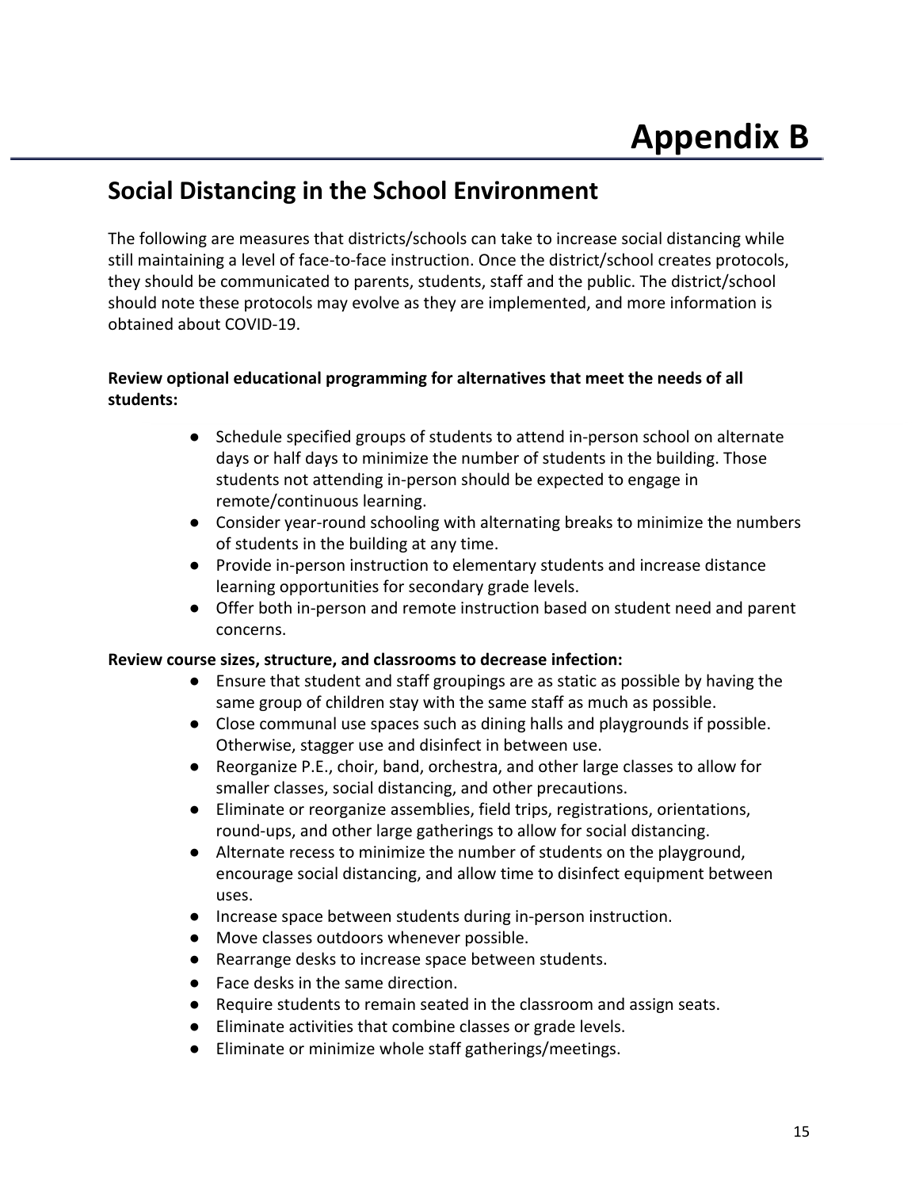# Appendix B

## Social Distancing in the School Environment

The following are measures that districts/schools can take to increase social distancing while still maintaining a level of face-to-face instruction. Once the district/school creates protocols, they should be communicated to parents, students, staff and the public. The district/school should note these protocols may evolve as they are implemented, and more information is obtained about COVID-19.

**Review optional educational programming for alternatives that meet the needs of all students:**

- Schedule specified groups of students to attend in-person school on alternate days or half days to minimize the number of students in the building. Those students not attending in-person should be expected to engage in remote/continuous learning.
- Consider year-round schooling with alternating breaks to minimize the numbers of students in the building at any time.
- Provide in-person instruction to elementary students and increase distance learning opportunities for secondary grade levels.
- Offer both in-person and remote instruction based on student need and parent concerns.

**Review course sizes, structure, and classrooms to decrease infection:**

- Ensure that student and staff groupings are as static as possible by having the same group of children stay with the same staff as much as possible.
- Close communal use spaces such as dining halls and playgrounds if possible. Otherwise, stagger use and disinfect in between use.
- Reorganize P.E., choir, band, orchestra, and other large classes to allow for smaller classes, social distancing, and other precautions.
- Eliminate or reorganize assemblies, field trips, registrations, orientations, round-ups, and other large gatherings to allow for social distancing.
- Alternate recess to minimize the number of students on the playground, encourage social distancing, and allow time to disinfect equipment between uses.
- Increase space between students during in-person instruction.
- Move classes outdoors whenever possible.
- Rearrange desks to increase space between students.
- Face desks in the same direction.
- Require students to remain seated in the classroom and assign seats.
- Eliminate activities that combine classes or grade levels.
- Eliminate or minimize whole staff gatherings/meetings.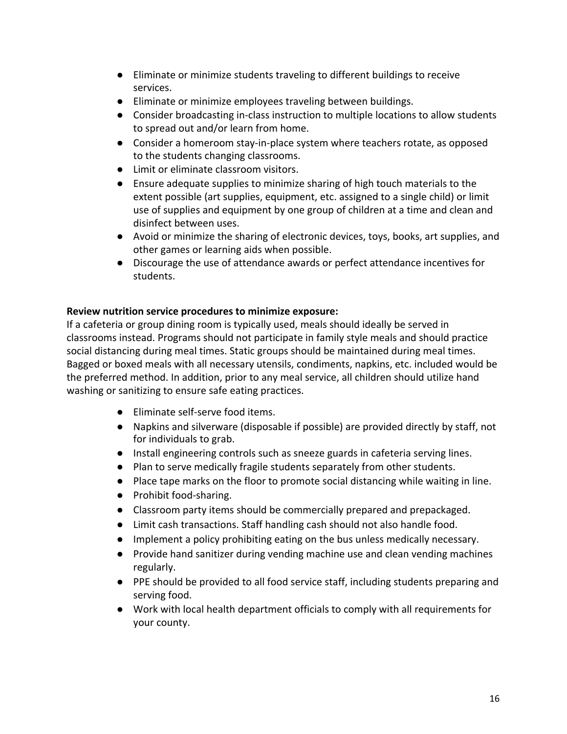- Eliminate or minimize students traveling to different buildings to receive services.
- Eliminate or minimize employees traveling between buildings.
- Consider broadcasting in-class instruction to multiple locations to allow students to spread out and/or learn from home.
- Consider a homeroom stay-in-place system where teachers rotate, as opposed to the students changing classrooms.
- Limit or eliminate classroom visitors.
- Ensure adequate supplies to minimize sharing of high touch materials to the extent possible (art supplies, equipment, etc. assigned to a single child) or limit use of supplies and equipment by one group of children at a time and clean and disinfect between uses.
- Avoid or minimize the sharing of electronic devices, toys, books, art supplies, and other games or learning aids when possible.
- Discourage the use of attendance awards or perfect attendance incentives for students.

**Review nutrition service procedures to minimize exposure:**

If a cafeteria or group dining room is typically used, meals should ideally be served in classrooms instead. Programs should not participate in family style meals and should practice social distancing during meal times. Static groups should be maintained during meal times. Bagged or boxed meals with all necessary utensils, condiments, napkins, etc. included would be the preferred method. In addition, prior to any meal service, all children should utilize hand washing or sanitizing to ensure safe eating practices.

- Eliminate self-serve food items.
- Napkins and silverware (disposable if possible) are provided directly by staff, not for individuals to grab.
- Install engineering controls such as sneeze guards in cafeteria serving lines.
- Plan to serve medically fragile students separately from other students.
- Place tape marks on the floor to promote social distancing while waiting in line.
- Prohibit food-sharing.
- Classroom party items should be commercially prepared and prepackaged.
- Limit cash transactions. Staff handling cash should not also handle food.
- Implement a policy prohibiting eating on the bus unless medically necessary.
- Provide hand sanitizer during vending machine use and clean vending machines regularly.
- PPE should be provided to all food service staff, including students preparing and serving food.
- Work with local health department officials to comply with all requirements for your county.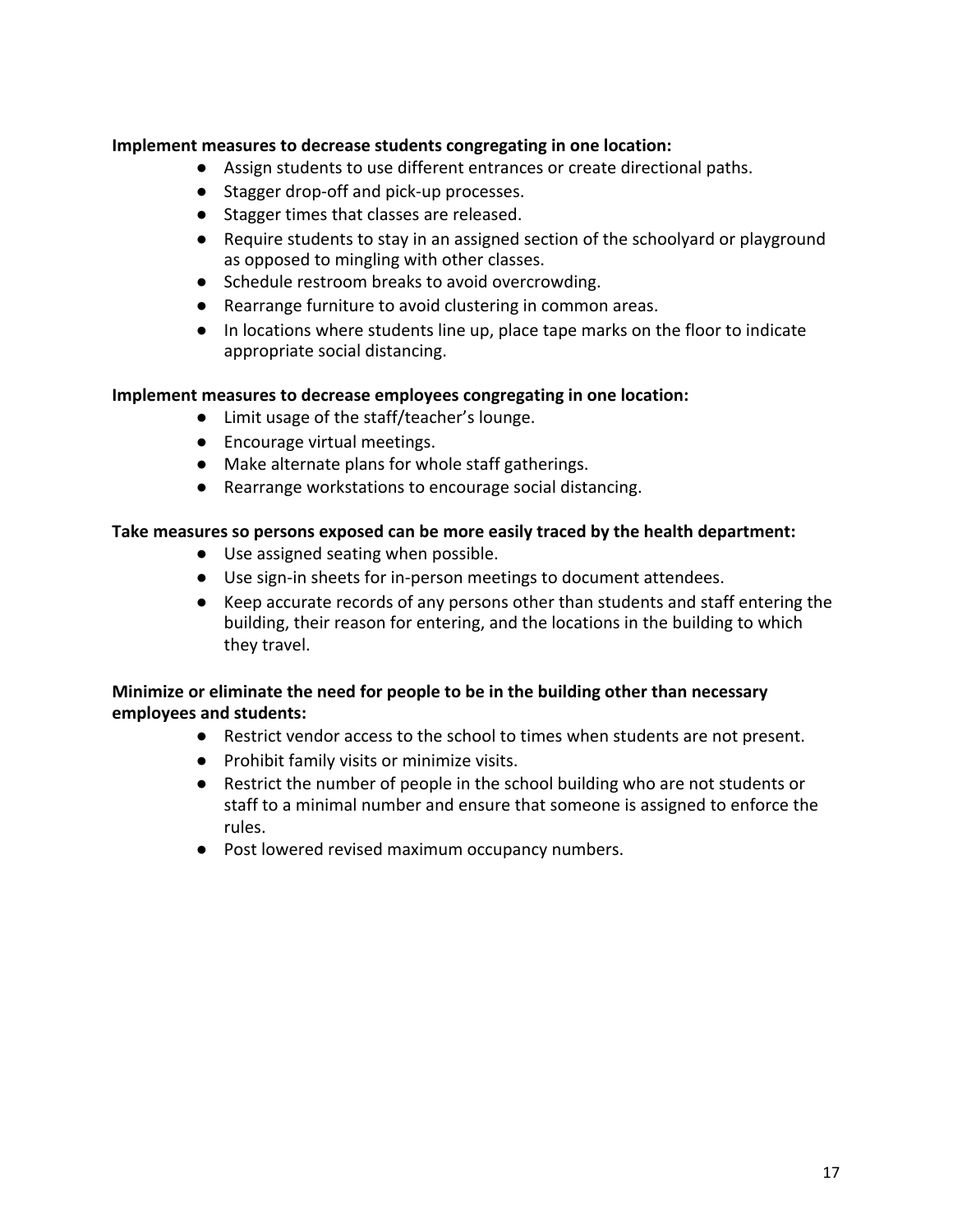**Implement measures to decrease students congregating in one location:**

- Assign students to use different entrances or create directional paths.
- Stagger drop-off and pick-up processes.
- Stagger times that classes are released.
- Require students to stay in an assigned section of the schoolyard or playground as opposed to mingling with other classes.
- Schedule restroom breaks to avoid overcrowding.
- Rearrange furniture to avoid clustering in common areas.
- In locations where students line up, place tape marks on the floor to indicate appropriate social distancing.

**Implement measures to decrease employees congregating in one location:**

- Limit usage of the staff/teacher's lounge.
- Encourage virtual meetings.
- Make alternate plans for whole staff gatherings.
- Rearrange workstations to encourage social distancing.

**Take measures so persons exposed can be more easily traced by the health department:**

- Use assigned seating when possible.
- Use sign-in sheets for in-person meetings to document attendees.
- Keep accurate records of any persons other than students and staff entering the building, their reason for entering, and the locations in the building to which they travel.

**Minimize or eliminate the need for people to be in the building other than necessary employees and students:**

- Restrict vendor access to the school to times when students are not present.
- Prohibit family visits or minimize visits.
- Restrict the number of people in the school building who are not students or staff to a minimal number and ensure that someone is assigned to enforce the rules.
- Post lowered revised maximum occupancy numbers.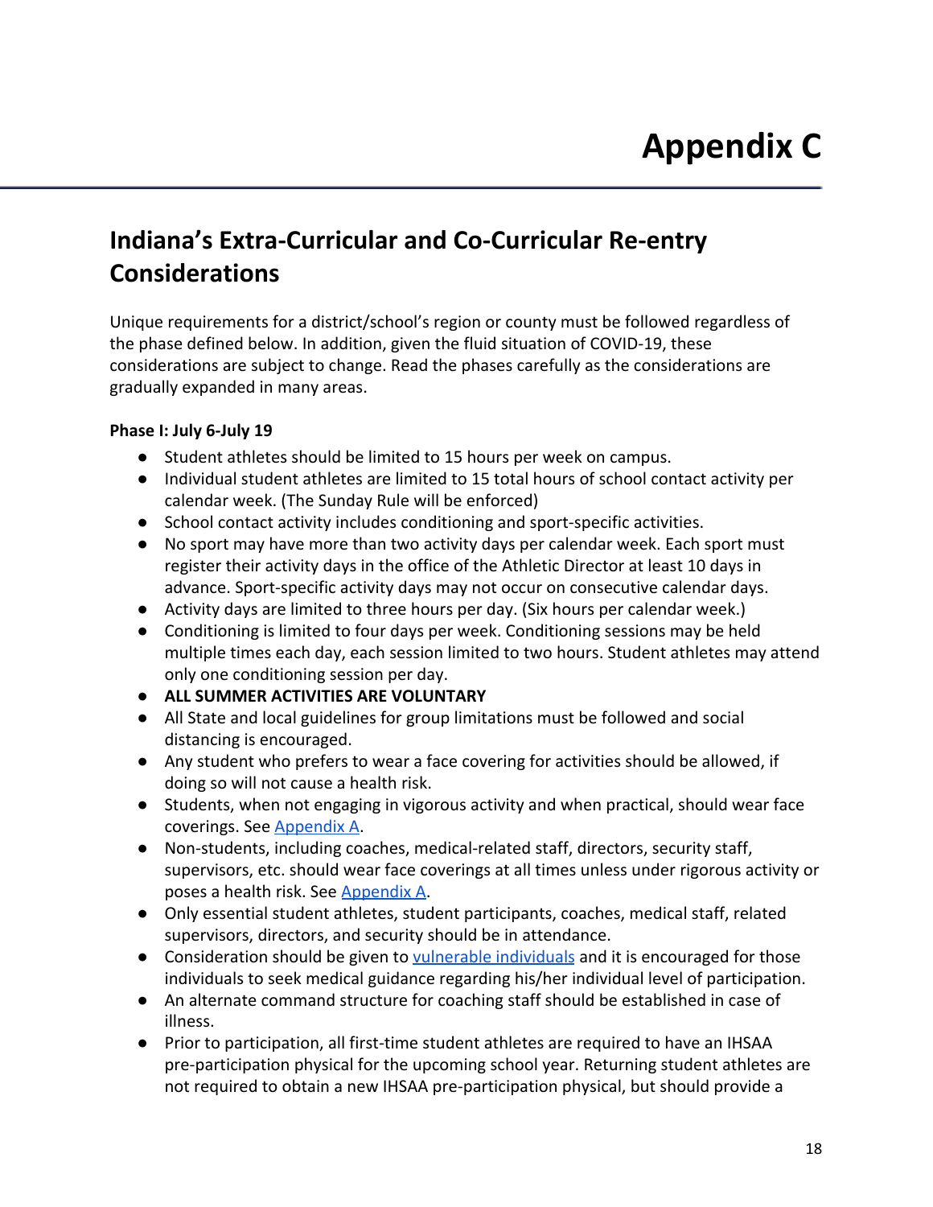# Appendix C

## Indiana's Extra-Curricular and Co-Curricular Re-entry Considerations

Unique requirements for a district/school's region or county must be followed regardless of the phase defined below. In addition, given the fluid situation of COVID-19, these considerations are subject to change. Read the phases carefully as the considerations are gradually expanded in many areas.

**Phase I: July 6-July 19**

- Student athletes should be limited to 15 hours per week on campus.
- Individual student athletes are limited to 15 total hours of school contact activity per calendar week. (The Sunday Rule will be enforced)
- School contact activity includes conditioning and sport-specific activities.
- No sport may have more than two activity days per calendar week. Each sport must register their activity days in the office of the Athletic Director at least 10 days in advance. Sport-specific activity days may not occur on consecutive calendar days.
- Activity days are limited to three hours per day. (Six hours per calendar week.)
- Conditioning is limited to four days per week. Conditioning sessions may be held multiple times each day, each session limited to two hours. Student athletes may attend only one conditioning session per day.
- **ALL SUMMER ACTIVITIES ARE VOLUNTARY**
- All State and local guidelines for group limitations must be followed and social distancing is encouraged.
- Any student who prefers to wear a face covering for activities should be allowed, if doing so will not cause a health risk.
- Students, when not engaging in vigorous activity and when practical, should wear face coverings. See Appendix A.
- Non-students, including coaches, medical-related staff, directors, security staff, supervisors, etc. should wear face coverings at all times unless under rigorous activity or poses a health risk. See Appendix A.
- Only essential student athletes, student participants, coaches, medical staff, related supervisors, directors, and security should be in attendance.
- Consideration should be given to vulnerable individuals and it is encouraged for those individuals to seek medical guidance regarding his/her individual level of participation.
- An alternate command structure for coaching staff should be established in case of illness.
- Prior to participation, all first-time student athletes are required to have an IHSAA pre-participation physical for the upcoming school year. Returning student athletes are not required to obtain a new IHSAA pre-participation physical, but should provide a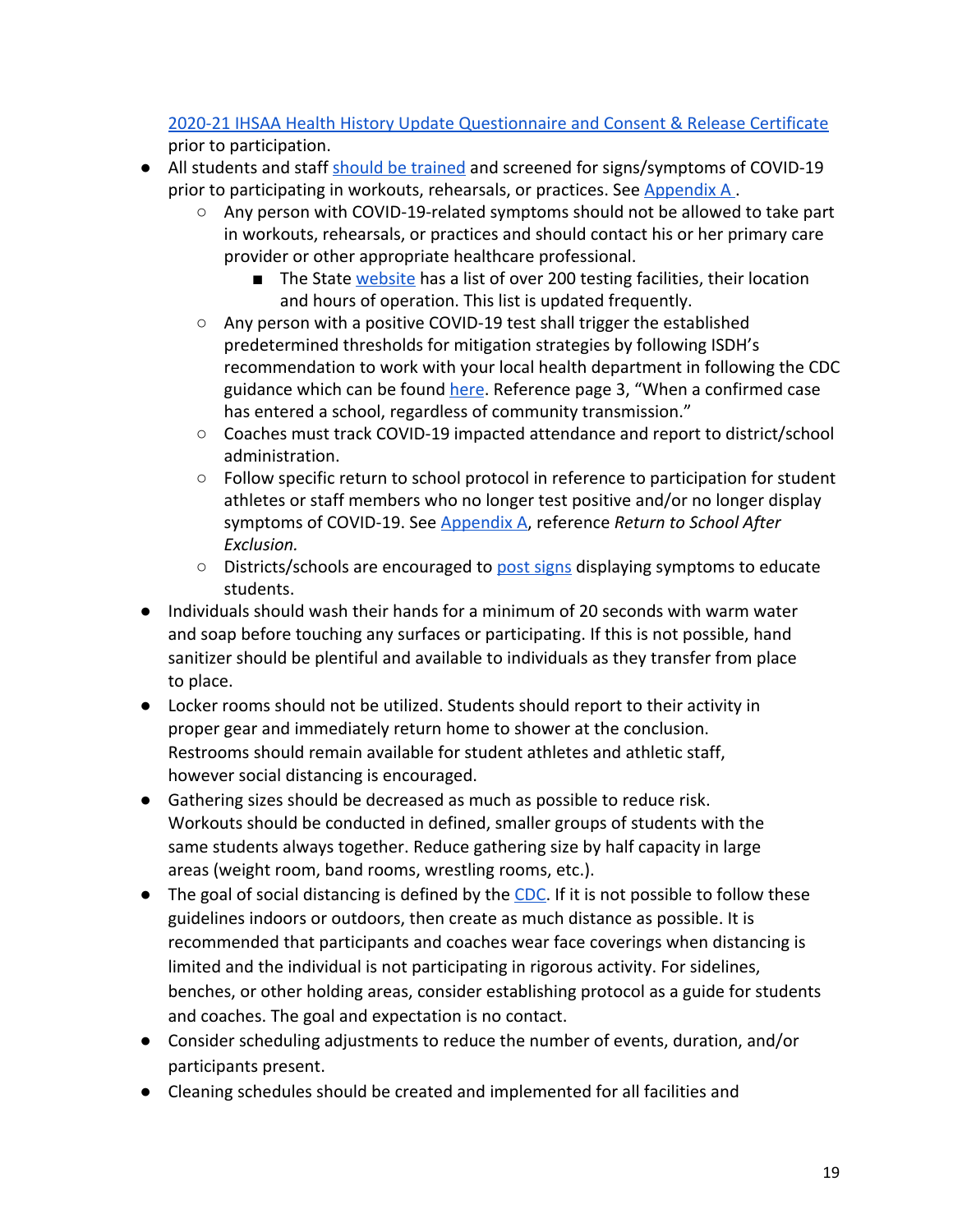[2020-21 IHSAA Health History Update Questionnaire and Consent & Release Certificate] prior to participation.

- All students and staff [should be trained] and screened for signs/symptoms of COVID-19 prior to participating in workouts, rehearsals, or practices. See [Appendix A].
  - Any person with COVID-19-related symptoms should not be allowed to take part in workouts, rehearsals, or practices and should contact his or her primary care provider or other appropriate healthcare professional.
    - The State [website] has a list of over 200 testing facilities, their location and hours of operation. This list is updated frequently.
  - Any person with a positive COVID-19 test shall trigger the established predetermined thresholds for mitigation strategies by following ISDH's recommendation to work with your local health department in following the CDC guidance which can be found [here]. Reference page 3, "When a confirmed case has entered a school, regardless of community transmission."
  - Coaches must track COVID-19 impacted attendance and report to district/school administration.
  - Follow specific return to school protocol in reference to participation for student athletes or staff members who no longer test positive and/or no longer display symptoms of COVID-19. See [Appendix A], reference *Return to School After Exclusion.*
  - Districts/schools are encouraged to [post signs] displaying symptoms to educate students.
- Individuals should wash their hands for a minimum of 20 seconds with warm water and soap before touching any surfaces or participating. If this is not possible, hand sanitizer should be plentiful and available to individuals as they transfer from place to place.
- Locker rooms should not be utilized. Students should report to their activity in proper gear and immediately return home to shower at the conclusion. Restrooms should remain available for student athletes and athletic staff, however social distancing is encouraged.
- Gathering sizes should be decreased as much as possible to reduce risk. Workouts should be conducted in defined, smaller groups of students with the same students always together. Reduce gathering size by half capacity in large areas (weight room, band rooms, wrestling rooms, etc.).
- The goal of social distancing is defined by the [CDC]. If it is not possible to follow these guidelines indoors or outdoors, then create as much distance as possible. It is recommended that participants and coaches wear face coverings when distancing is limited and the individual is not participating in rigorous activity. For sidelines, benches, or other holding areas, consider establishing protocol as a guide for students and coaches. The goal and expectation is no contact.
- Consider scheduling adjustments to reduce the number of events, duration, and/or participants present.
- Cleaning schedules should be created and implemented for all facilities and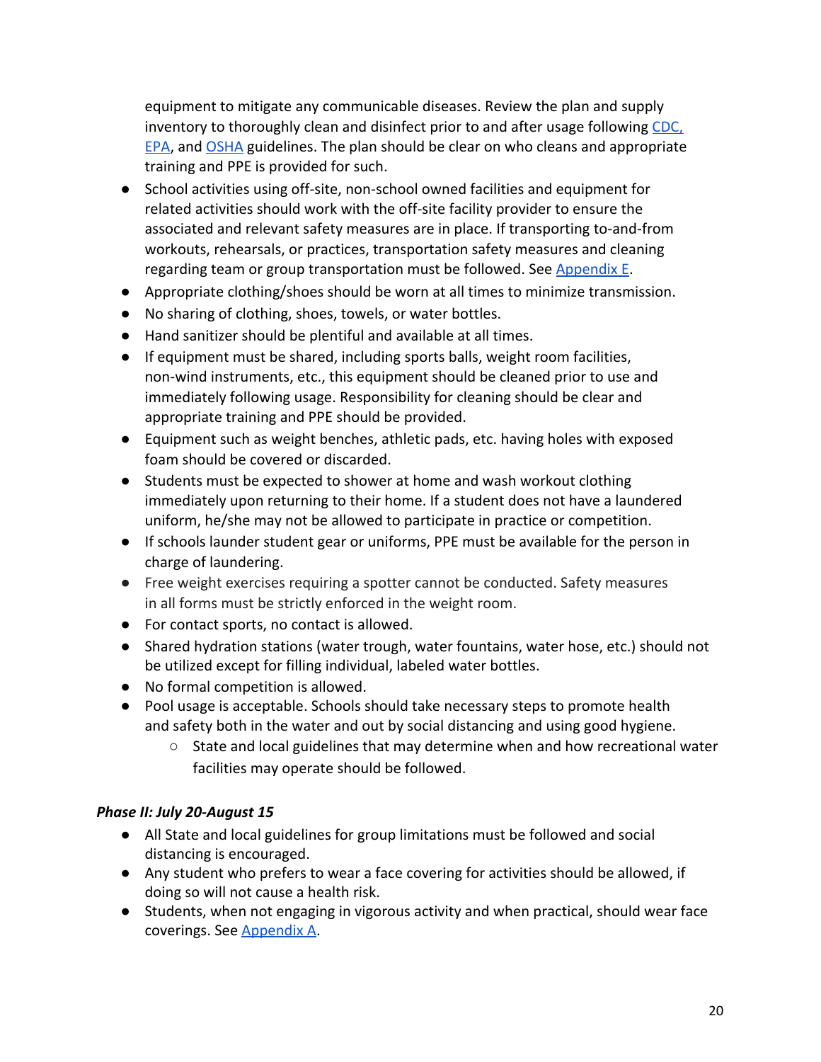equipment to mitigate any communicable diseases. Review the plan and supply inventory to thoroughly clean and disinfect prior to and after usage following CDC, EPA, and OSHA guidelines. The plan should be clear on who cleans and appropriate training and PPE is provided for such.

- School activities using off-site, non-school owned facilities and equipment for related activities should work with the off-site facility provider to ensure the associated and relevant safety measures are in place. If transporting to-and-from workouts, rehearsals, or practices, transportation safety measures and cleaning regarding team or group transportation must be followed. See Appendix E.
- Appropriate clothing/shoes should be worn at all times to minimize transmission.
- No sharing of clothing, shoes, towels, or water bottles.
- Hand sanitizer should be plentiful and available at all times.
- If equipment must be shared, including sports balls, weight room facilities, non-wind instruments, etc., this equipment should be cleaned prior to use and immediately following usage. Responsibility for cleaning should be clear and appropriate training and PPE should be provided.
- Equipment such as weight benches, athletic pads, etc. having holes with exposed foam should be covered or discarded.
- Students must be expected to shower at home and wash workout clothing immediately upon returning to their home. If a student does not have a laundered uniform, he/she may not be allowed to participate in practice or competition.
- If schools launder student gear or uniforms, PPE must be available for the person in charge of laundering.
- Free weight exercises requiring a spotter cannot be conducted. Safety measures in all forms must be strictly enforced in the weight room.
- For contact sports, no contact is allowed.
- Shared hydration stations (water trough, water fountains, water hose, etc.) should not be utilized except for filling individual, labeled water bottles.
- No formal competition is allowed.
- Pool usage is acceptable. Schools should take necessary steps to promote health and safety both in the water and out by social distancing and using good hygiene.
  - State and local guidelines that may determine when and how recreational water facilities may operate should be followed.

***Phase II: July 20-August 15***

- All State and local guidelines for group limitations must be followed and social distancing is encouraged.
- Any student who prefers to wear a face covering for activities should be allowed, if doing so will not cause a health risk.
- Students, when not engaging in vigorous activity and when practical, should wear face coverings. See Appendix A.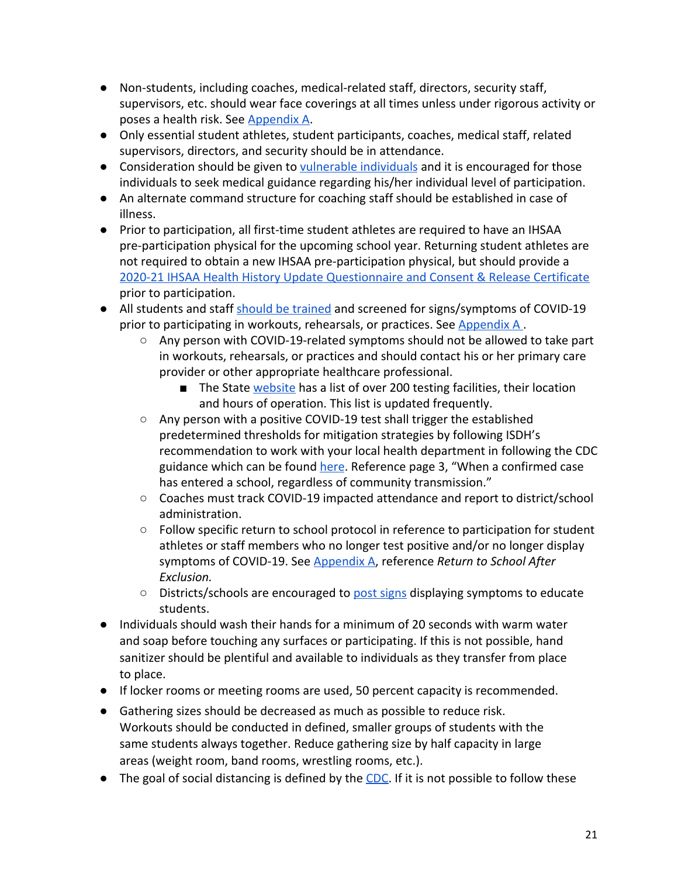- Non-students, including coaches, medical-related staff, directors, security staff, supervisors, etc. should wear face coverings at all times unless under rigorous activity or poses a health risk. See Appendix A.
- Only essential student athletes, student participants, coaches, medical staff, related supervisors, directors, and security should be in attendance.
- Consideration should be given to vulnerable individuals and it is encouraged for those individuals to seek medical guidance regarding his/her individual level of participation.
- An alternate command structure for coaching staff should be established in case of illness.
- Prior to participation, all first-time student athletes are required to have an IHSAA pre-participation physical for the upcoming school year. Returning student athletes are not required to obtain a new IHSAA pre-participation physical, but should provide a 2020-21 IHSAA Health History Update Questionnaire and Consent & Release Certificate prior to participation.
- All students and staff should be trained and screened for signs/symptoms of COVID-19 prior to participating in workouts, rehearsals, or practices. See Appendix A .
    - Any person with COVID-19-related symptoms should not be allowed to take part in workouts, rehearsals, or practices and should contact his or her primary care provider or other appropriate healthcare professional.
        - The State website has a list of over 200 testing facilities, their location and hours of operation. This list is updated frequently.
    - Any person with a positive COVID-19 test shall trigger the established predetermined thresholds for mitigation strategies by following ISDH's recommendation to work with your local health department in following the CDC guidance which can be found here. Reference page 3, "When a confirmed case has entered a school, regardless of community transmission."
    - Coaches must track COVID-19 impacted attendance and report to district/school administration.
    - Follow specific return to school protocol in reference to participation for student athletes or staff members who no longer test positive and/or no longer display symptoms of COVID-19. See Appendix A, reference *Return to School After Exclusion.*
    - Districts/schools are encouraged to post signs displaying symptoms to educate students.
- Individuals should wash their hands for a minimum of 20 seconds with warm water and soap before touching any surfaces or participating. If this is not possible, hand sanitizer should be plentiful and available to individuals as they transfer from place to place.
- If locker rooms or meeting rooms are used, 50 percent capacity is recommended.
- Gathering sizes should be decreased as much as possible to reduce risk. Workouts should be conducted in defined, smaller groups of students with the same students always together. Reduce gathering size by half capacity in large areas (weight room, band rooms, wrestling rooms, etc.).
- The goal of social distancing is defined by the CDC. If it is not possible to follow these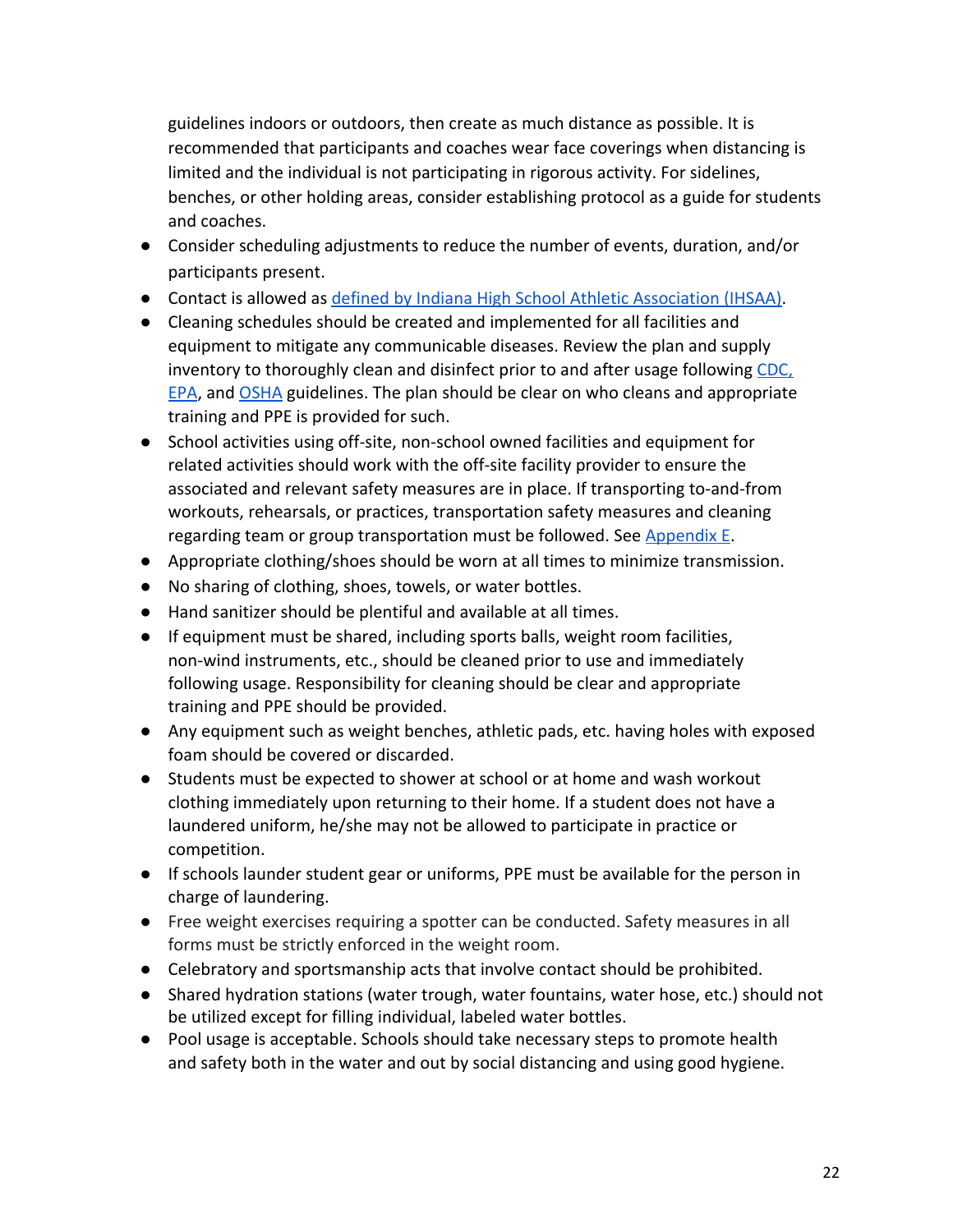guidelines indoors or outdoors, then create as much distance as possible. It is recommended that participants and coaches wear face coverings when distancing is limited and the individual is not participating in rigorous activity. For sidelines, benches, or other holding areas, consider establishing protocol as a guide for students and coaches.

- Consider scheduling adjustments to reduce the number of events, duration, and/or participants present.
- Contact is allowed as [defined by Indiana High School Athletic Association (IHSAA)](#).
- Cleaning schedules should be created and implemented for all facilities and equipment to mitigate any communicable diseases. Review the plan and supply inventory to thoroughly clean and disinfect prior to and after usage following [CDC](#), [EPA](#), and [OSHA](#) guidelines. The plan should be clear on who cleans and appropriate training and PPE is provided for such.
- School activities using off-site, non-school owned facilities and equipment for related activities should work with the off-site facility provider to ensure the associated and relevant safety measures are in place. If transporting to-and-from workouts, rehearsals, or practices, transportation safety measures and cleaning regarding team or group transportation must be followed. See [Appendix E](#).
- Appropriate clothing/shoes should be worn at all times to minimize transmission.
- No sharing of clothing, shoes, towels, or water bottles.
- Hand sanitizer should be plentiful and available at all times.
- If equipment must be shared, including sports balls, weight room facilities, non-wind instruments, etc., should be cleaned prior to use and immediately following usage. Responsibility for cleaning should be clear and appropriate training and PPE should be provided.
- Any equipment such as weight benches, athletic pads, etc. having holes with exposed foam should be covered or discarded.
- Students must be expected to shower at school or at home and wash workout clothing immediately upon returning to their home. If a student does not have a laundered uniform, he/she may not be allowed to participate in practice or competition.
- If schools launder student gear or uniforms, PPE must be available for the person in charge of laundering.
- Free weight exercises requiring a spotter can be conducted. Safety measures in all forms must be strictly enforced in the weight room.
- Celebratory and sportsmanship acts that involve contact should be prohibited.
- Shared hydration stations (water trough, water fountains, water hose, etc.) should not be utilized except for filling individual, labeled water bottles.
- Pool usage is acceptable. Schools should take necessary steps to promote health and safety both in the water and out by social distancing and using good hygiene.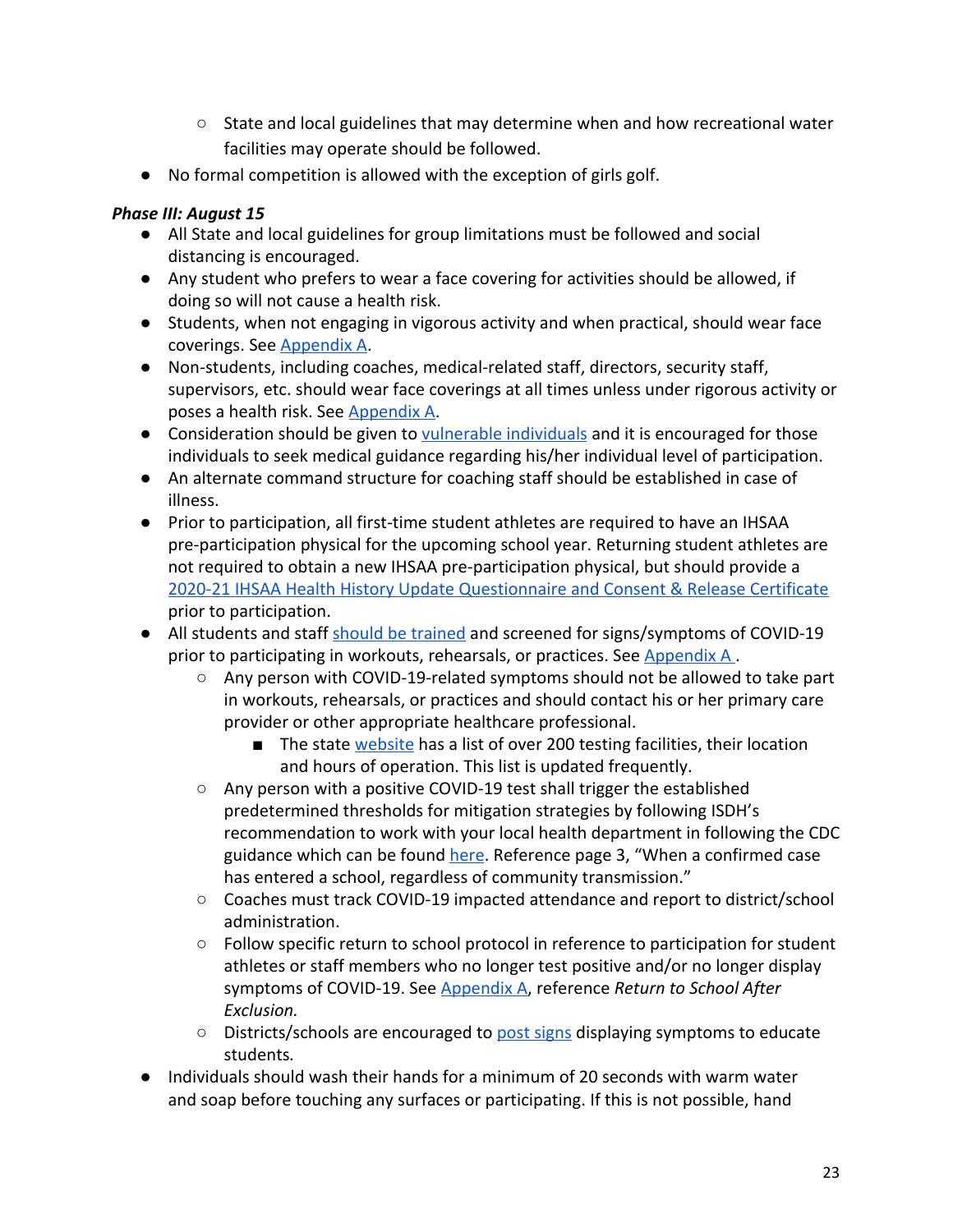- State and local guidelines that may determine when and how recreational water facilities may operate should be followed.
- No formal competition is allowed with the exception of girls golf.

***Phase III: August 15***

- All State and local guidelines for group limitations must be followed and social distancing is encouraged.
- Any student who prefers to wear a face covering for activities should be allowed, if doing so will not cause a health risk.
- Students, when not engaging in vigorous activity and when practical, should wear face coverings. See Appendix A.
- Non-students, including coaches, medical-related staff, directors, security staff, supervisors, etc. should wear face coverings at all times unless under rigorous activity or poses a health risk. See Appendix A.
- Consideration should be given to vulnerable individuals and it is encouraged for those individuals to seek medical guidance regarding his/her individual level of participation.
- An alternate command structure for coaching staff should be established in case of illness.
- Prior to participation, all first-time student athletes are required to have an IHSAA pre-participation physical for the upcoming school year. Returning student athletes are not required to obtain a new IHSAA pre-participation physical, but should provide a 2020-21 IHSAA Health History Update Questionnaire and Consent & Release Certificate prior to participation.
- All students and staff should be trained and screened for signs/symptoms of COVID-19 prior to participating in workouts, rehearsals, or practices. See Appendix A .
    - Any person with COVID-19-related symptoms should not be allowed to take part in workouts, rehearsals, or practices and should contact his or her primary care provider or other appropriate healthcare professional.
        - The state website has a list of over 200 testing facilities, their location and hours of operation. This list is updated frequently.
    - Any person with a positive COVID-19 test shall trigger the established predetermined thresholds for mitigation strategies by following ISDH's recommendation to work with your local health department in following the CDC guidance which can be found here. Reference page 3, "When a confirmed case has entered a school, regardless of community transmission."
    - Coaches must track COVID-19 impacted attendance and report to district/school administration.
    - Follow specific return to school protocol in reference to participation for student athletes or staff members who no longer test positive and/or no longer display symptoms of COVID-19. See Appendix A, reference *Return to School After Exclusion.*
    - Districts/schools are encouraged to post signs displaying symptoms to educate students.
- Individuals should wash their hands for a minimum of 20 seconds with warm water and soap before touching any surfaces or participating. If this is not possible, hand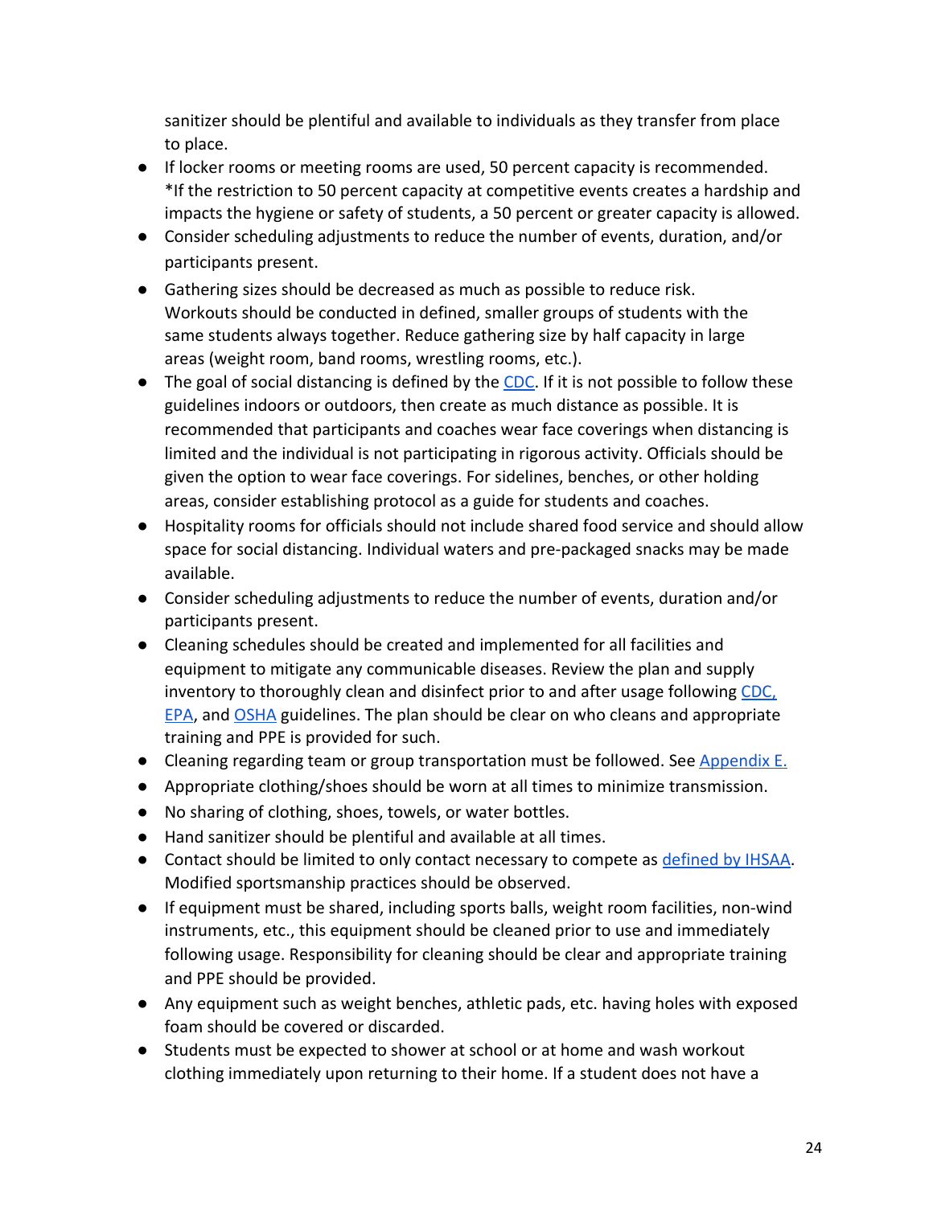sanitizer should be plentiful and available to individuals as they transfer from place to place.

- If locker rooms or meeting rooms are used, 50 percent capacity is recommended. *If the restriction to 50 percent capacity at competitive events creates a hardship and impacts the hygiene or safety of students, a 50 percent or greater capacity is allowed.
- Consider scheduling adjustments to reduce the number of events, duration, and/or participants present.
- Gathering sizes should be decreased as much as possible to reduce risk. Workouts should be conducted in defined, smaller groups of students with the same students always together. Reduce gathering size by half capacity in large areas (weight room, band rooms, wrestling rooms, etc.).
- The goal of social distancing is defined by the CDC. If it is not possible to follow these guidelines indoors or outdoors, then create as much distance as possible. It is recommended that participants and coaches wear face coverings when distancing is limited and the individual is not participating in rigorous activity. Officials should be given the option to wear face coverings. For sidelines, benches, or other holding areas, consider establishing protocol as a guide for students and coaches.
- Hospitality rooms for officials should not include shared food service and should allow space for social distancing. Individual waters and pre-packaged snacks may be made available.
- Consider scheduling adjustments to reduce the number of events, duration and/or participants present.
- Cleaning schedules should be created and implemented for all facilities and equipment to mitigate any communicable diseases. Review the plan and supply inventory to thoroughly clean and disinfect prior to and after usage following CDC, EPA, and OSHA guidelines. The plan should be clear on who cleans and appropriate training and PPE is provided for such.
- Cleaning regarding team or group transportation must be followed. See Appendix E.
- Appropriate clothing/shoes should be worn at all times to minimize transmission.
- No sharing of clothing, shoes, towels, or water bottles.
- Hand sanitizer should be plentiful and available at all times.
- Contact should be limited to only contact necessary to compete as defined by IHSAA. Modified sportsmanship practices should be observed.
- If equipment must be shared, including sports balls, weight room facilities, non-wind instruments, etc., this equipment should be cleaned prior to use and immediately following usage. Responsibility for cleaning should be clear and appropriate training and PPE should be provided.
- Any equipment such as weight benches, athletic pads, etc. having holes with exposed foam should be covered or discarded.
- Students must be expected to shower at school or at home and wash workout clothing immediately upon returning to their home. If a student does not have a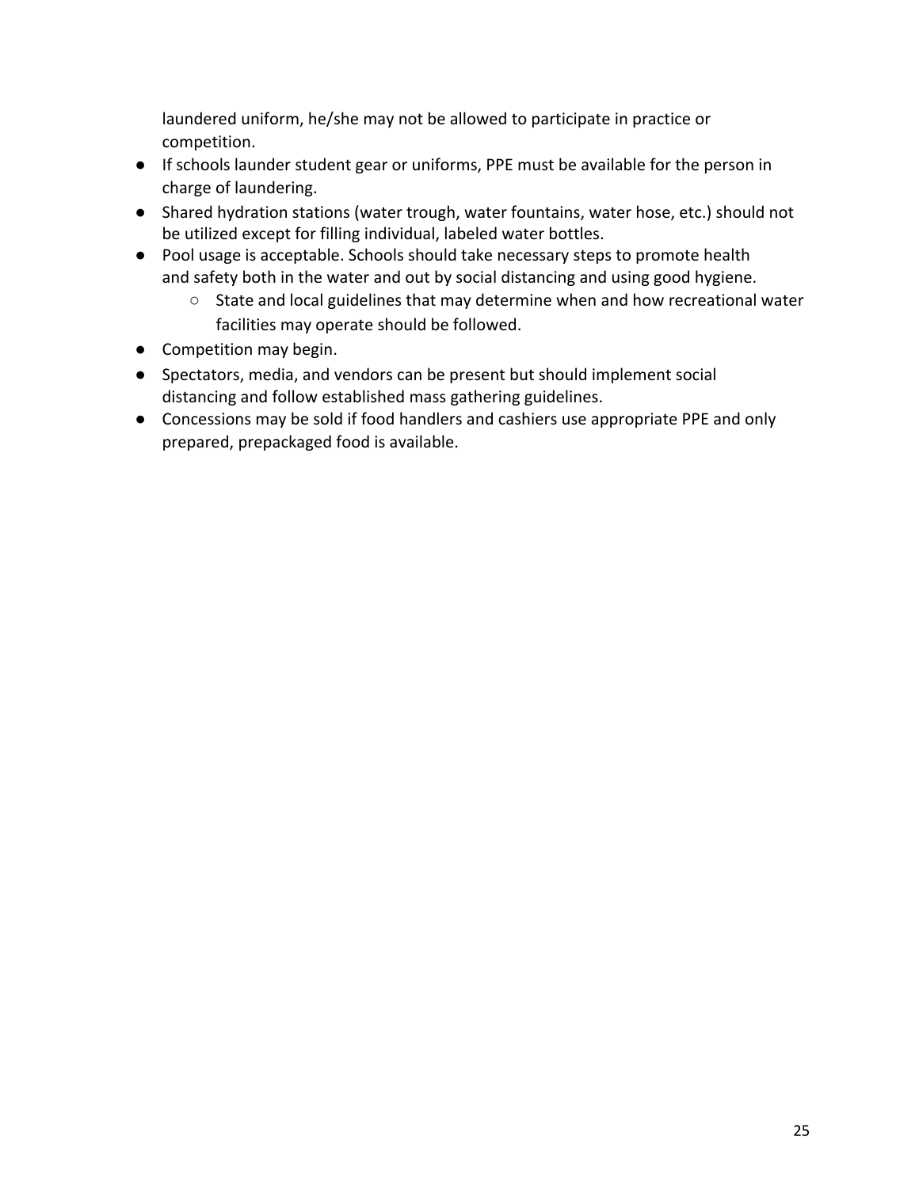laundered uniform, he/she may not be allowed to participate in practice or competition.

- If schools launder student gear or uniforms, PPE must be available for the person in charge of laundering.
- Shared hydration stations (water trough, water fountains, water hose, etc.) should not be utilized except for filling individual, labeled water bottles.
- Pool usage is acceptable. Schools should take necessary steps to promote health and safety both in the water and out by social distancing and using good hygiene.
    - State and local guidelines that may determine when and how recreational water facilities may operate should be followed.
- Competition may begin.
- Spectators, media, and vendors can be present but should implement social distancing and follow established mass gathering guidelines.
- Concessions may be sold if food handlers and cashiers use appropriate PPE and only prepared, prepackaged food is available.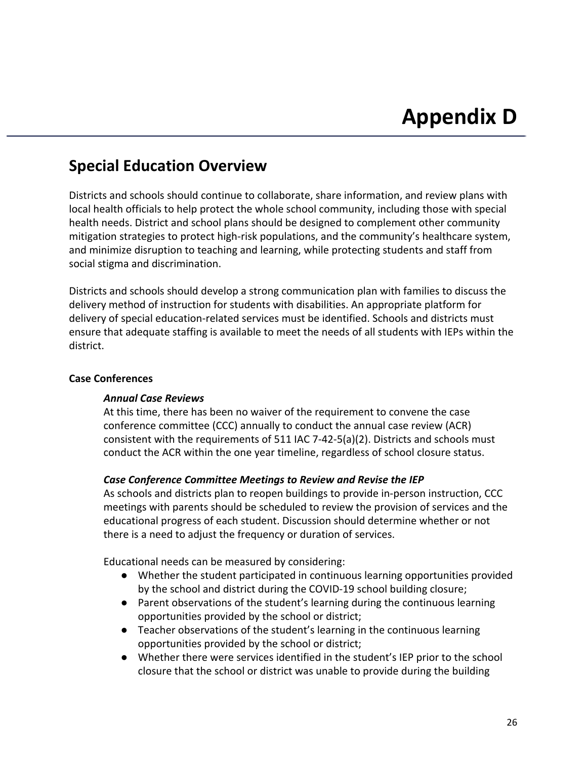# Appendix D

## Special Education Overview

Districts and schools should continue to collaborate, share information, and review plans with local health officials to help protect the whole school community, including those with special health needs. District and school plans should be designed to complement other community mitigation strategies to protect high-risk populations, and the community's healthcare system, and minimize disruption to teaching and learning, while protecting students and staff from social stigma and discrimination.

Districts and schools should develop a strong communication plan with families to discuss the delivery method of instruction for students with disabilities. An appropriate platform for delivery of special education-related services must be identified. Schools and districts must ensure that adequate staffing is available to meet the needs of all students with IEPs within the district.

**Case Conferences**

***Annual Case Reviews***

At this time, there has been no waiver of the requirement to convene the case conference committee (CCC) annually to conduct the annual case review (ACR) consistent with the requirements of 511 IAC 7-42-5(a)(2). Districts and schools must conduct the ACR within the one year timeline, regardless of school closure status.

***Case Conference Committee Meetings to Review and Revise the IEP***

As schools and districts plan to reopen buildings to provide in-person instruction, CCC meetings with parents should be scheduled to review the provision of services and the educational progress of each student. Discussion should determine whether or not there is a need to adjust the frequency or duration of services.

Educational needs can be measured by considering:

- Whether the student participated in continuous learning opportunities provided by the school and district during the COVID-19 school building closure;
- Parent observations of the student's learning during the continuous learning opportunities provided by the school or district;
- Teacher observations of the student's learning in the continuous learning opportunities provided by the school or district;
- Whether there were services identified in the student's IEP prior to the school closure that the school or district was unable to provide during the building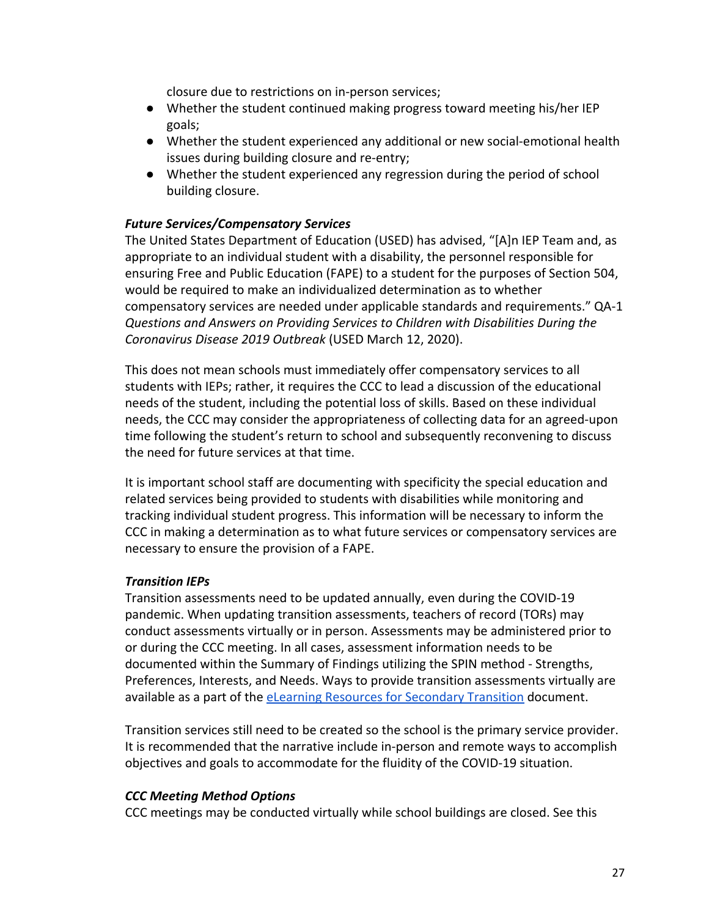closure due to restrictions on in-person services;

- Whether the student continued making progress toward meeting his/her IEP goals;
- Whether the student experienced any additional or new social-emotional health issues during building closure and re-entry;
- Whether the student experienced any regression during the period of school building closure.

***Future Services/Compensatory Services***

The United States Department of Education (USED) has advised, "[A]n IEP Team and, as appropriate to an individual student with a disability, the personnel responsible for ensuring Free and Public Education (FAPE) to a student for the purposes of Section 504, would be required to make an individualized determination as to whether compensatory services are needed under applicable standards and requirements." QA-1 *Questions and Answers on Providing Services to Children with Disabilities During the Coronavirus Disease 2019 Outbreak* (USED March 12, 2020).

This does not mean schools must immediately offer compensatory services to all students with IEPs; rather, it requires the CCC to lead a discussion of the educational needs of the student, including the potential loss of skills. Based on these individual needs, the CCC may consider the appropriateness of collecting data for an agreed-upon time following the student's return to school and subsequently reconvening to discuss the need for future services at that time.

It is important school staff are documenting with specificity the special education and related services being provided to students with disabilities while monitoring and tracking individual student progress. This information will be necessary to inform the CCC in making a determination as to what future services or compensatory services are necessary to ensure the provision of a FAPE.

***Transition IEPs***

Transition assessments need to be updated annually, even during the COVID-19 pandemic. When updating transition assessments, teachers of record (TORs) may conduct assessments virtually or in person. Assessments may be administered prior to or during the CCC meeting. In all cases, assessment information needs to be documented within the Summary of Findings utilizing the SPIN method - Strengths, Preferences, Interests, and Needs. Ways to provide transition assessments virtually are available as a part of the eLearning Resources for Secondary Transition document.

Transition services still need to be created so the school is the primary service provider. It is recommended that the narrative include in-person and remote ways to accomplish objectives and goals to accommodate for the fluidity of the COVID-19 situation.

***CCC Meeting Method Options***

CCC meetings may be conducted virtually while school buildings are closed. See this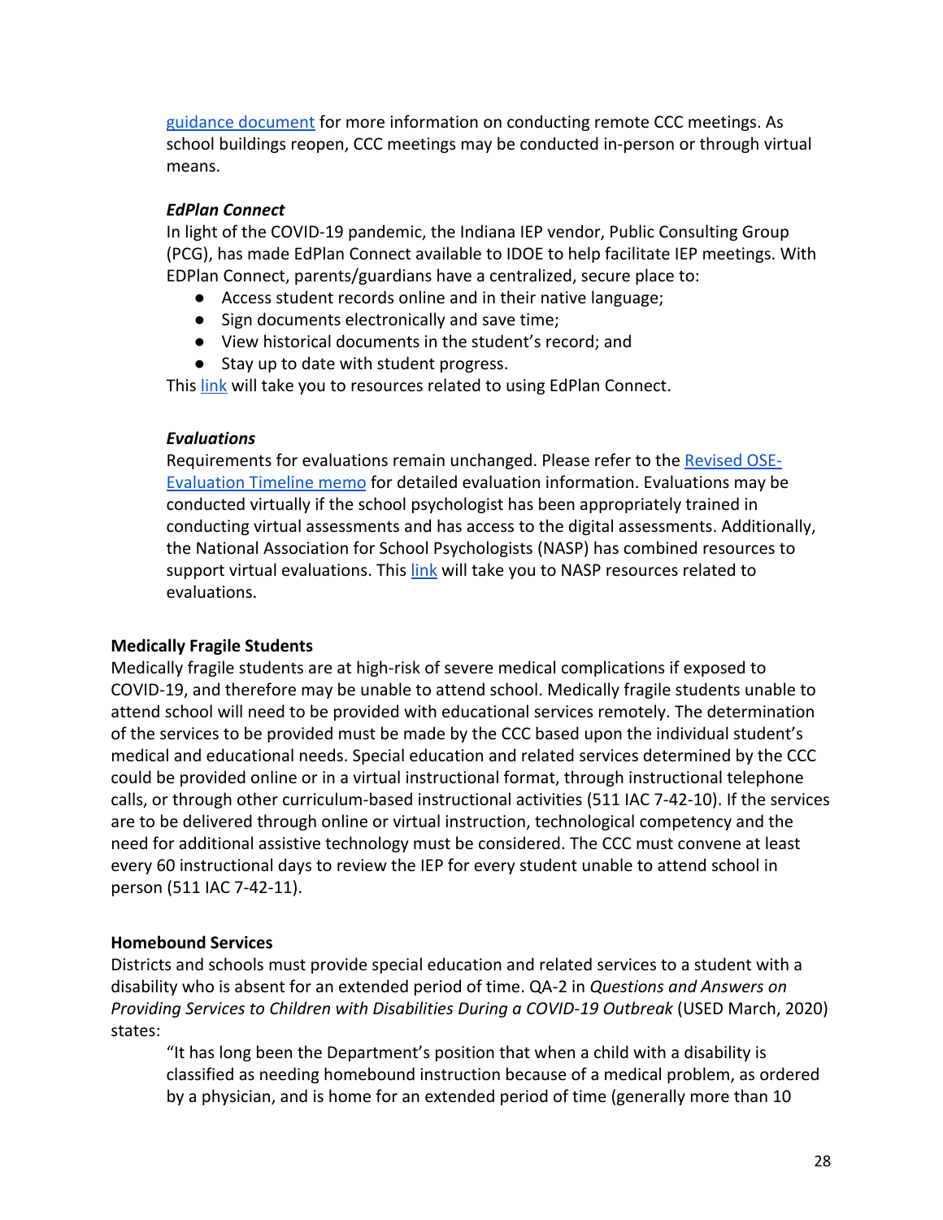guidance document for more information on conducting remote CCC meetings. As school buildings reopen, CCC meetings may be conducted in-person or through virtual means.

***EdPlan Connect***

In light of the COVID-19 pandemic, the Indiana IEP vendor, Public Consulting Group (PCG), has made EdPlan Connect available to IDOE to help facilitate IEP meetings. With EDPlan Connect, parents/guardians have a centralized, secure place to:

- Access student records online and in their native language;
- Sign documents electronically and save time;
- View historical documents in the student's record; and
- Stay up to date with student progress.

This link will take you to resources related to using EdPlan Connect.

***Evaluations***

Requirements for evaluations remain unchanged. Please refer to the Revised OSE-Evaluation Timeline memo for detailed evaluation information. Evaluations may be conducted virtually if the school psychologist has been appropriately trained in conducting virtual assessments and has access to the digital assessments. Additionally, the National Association for School Psychologists (NASP) has combined resources to support virtual evaluations. This link will take you to NASP resources related to evaluations.

**Medically Fragile Students**

Medically fragile students are at high-risk of severe medical complications if exposed to COVID-19, and therefore may be unable to attend school. Medically fragile students unable to attend school will need to be provided with educational services remotely. The determination of the services to be provided must be made by the CCC based upon the individual student's medical and educational needs. Special education and related services determined by the CCC could be provided online or in a virtual instructional format, through instructional telephone calls, or through other curriculum-based instructional activities (511 IAC 7-42-10). If the services are to be delivered through online or virtual instruction, technological competency and the need for additional assistive technology must be considered. The CCC must convene at least every 60 instructional days to review the IEP for every student unable to attend school in person (511 IAC 7-42-11).

**Homebound Services**

Districts and schools must provide special education and related services to a student with a disability who is absent for an extended period of time. QA-2 in *Questions and Answers on Providing Services to Children with Disabilities During a COVID-19 Outbreak* (USED March, 2020) states:

> "It has long been the Department's position that when a child with a disability is classified as needing homebound instruction because of a medical problem, as ordered by a physician, and is home for an extended period of time (generally more than 10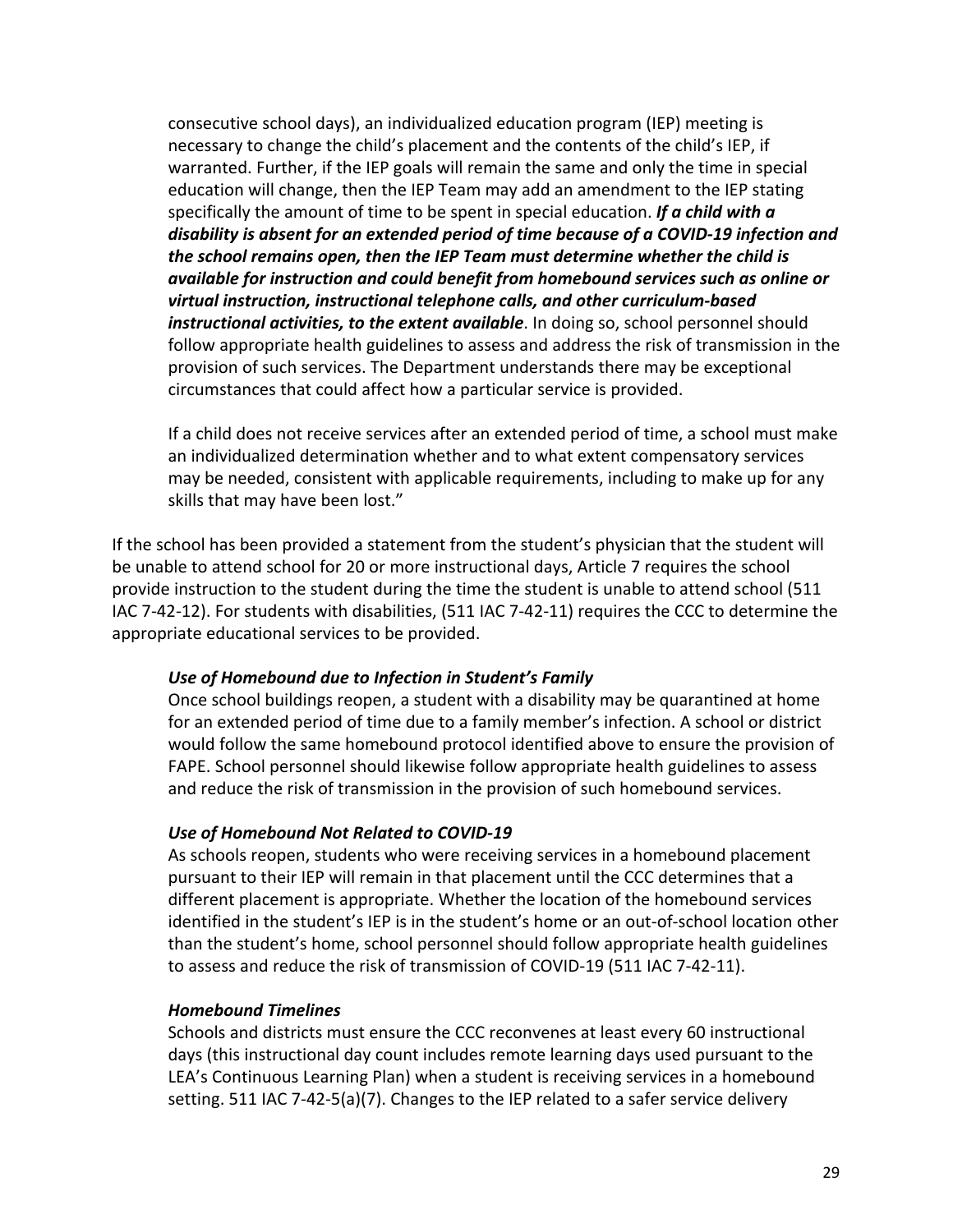> consecutive school days), an individualized education program (IEP) meeting is necessary to change the child's placement and the contents of the child's IEP, if warranted. Further, if the IEP goals will remain the same and only the time in special education will change, then the IEP Team may add an amendment to the IEP stating specifically the amount of time to be spent in special education. ***If a child with a disability is absent for an extended period of time because of a COVID-19 infection and the school remains open, then the IEP Team must determine whether the child is available for instruction and could benefit from homebound services such as online or virtual instruction, instructional telephone calls, and other curriculum-based instructional activities, to the extent available***. In doing so, school personnel should follow appropriate health guidelines to assess and address the risk of transmission in the provision of such services. The Department understands there may be exceptional circumstances that could affect how a particular service is provided.
>
> If a child does not receive services after an extended period of time, a school must make an individualized determination whether and to what extent compensatory services may be needed, consistent with applicable requirements, including to make up for any skills that may have been lost."

If the school has been provided a statement from the student's physician that the student will be unable to attend school for 20 or more instructional days, Article 7 requires the school provide instruction to the student during the time the student is unable to attend school (511 IAC 7-42-12). For students with disabilities, (511 IAC 7-42-11) requires the CCC to determine the appropriate educational services to be provided.

***Use of Homebound due to Infection in Student's Family***

Once school buildings reopen, a student with a disability may be quarantined at home for an extended period of time due to a family member's infection. A school or district would follow the same homebound protocol identified above to ensure the provision of FAPE. School personnel should likewise follow appropriate health guidelines to assess and reduce the risk of transmission in the provision of such homebound services.

***Use of Homebound Not Related to COVID-19***

As schools reopen, students who were receiving services in a homebound placement pursuant to their IEP will remain in that placement until the CCC determines that a different placement is appropriate. Whether the location of the homebound services identified in the student's IEP is in the student's home or an out-of-school location other than the student's home, school personnel should follow appropriate health guidelines to assess and reduce the risk of transmission of COVID-19 (511 IAC 7-42-11).

***Homebound Timelines***

Schools and districts must ensure the CCC reconvenes at least every 60 instructional days (this instructional day count includes remote learning days used pursuant to the LEA's Continuous Learning Plan) when a student is receiving services in a homebound setting. 511 IAC 7-42-5(a)(7). Changes to the IEP related to a safer service delivery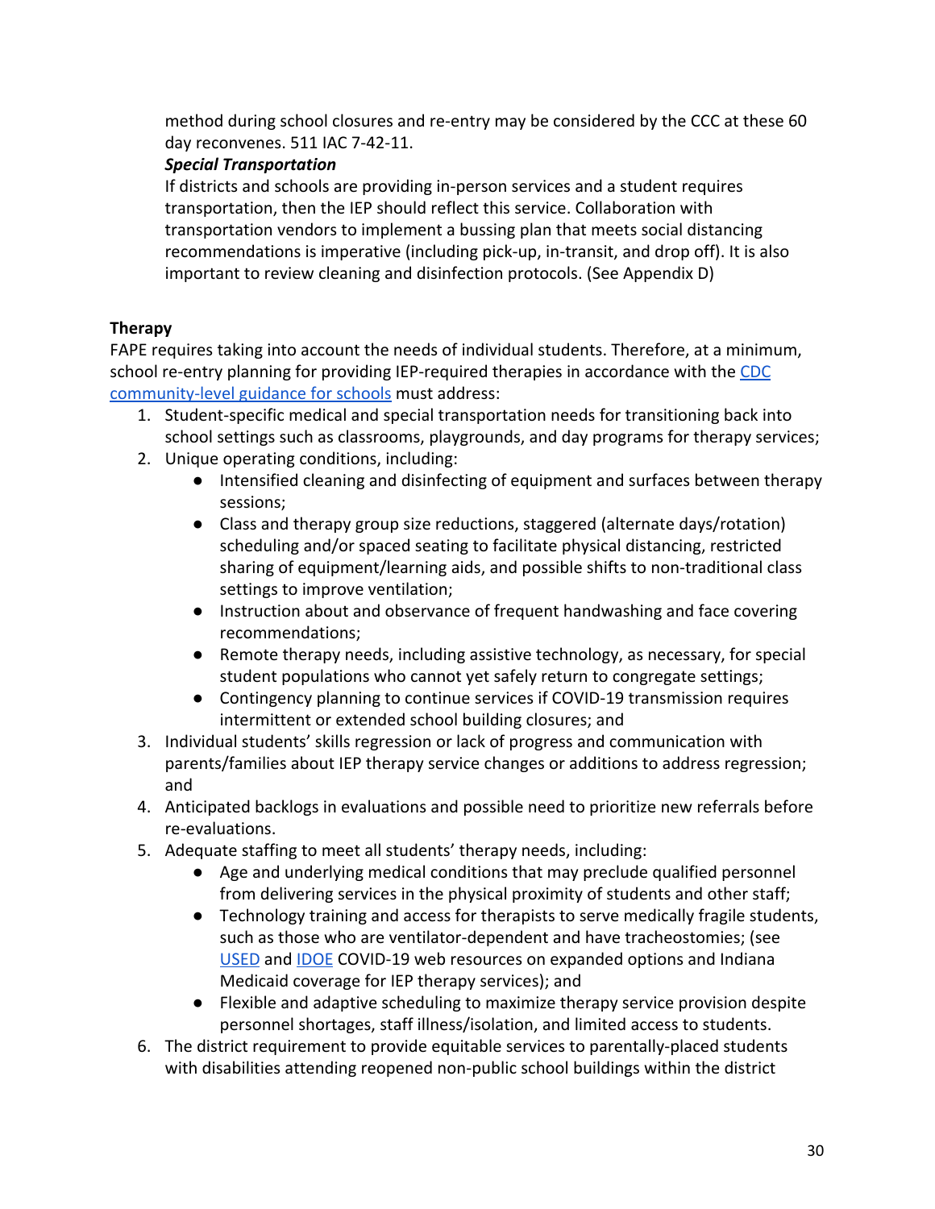method during school closures and re-entry may be considered by the CCC at these 60 day reconvenes. 511 IAC 7-42-11.

***Special Transportation***

If districts and schools are providing in-person services and a student requires transportation, then the IEP should reflect this service. Collaboration with transportation vendors to implement a bussing plan that meets social distancing recommendations is imperative (including pick-up, in-transit, and drop off). It is also important to review cleaning and disinfection protocols. (See Appendix D)

**Therapy**

FAPE requires taking into account the needs of individual students. Therefore, at a minimum, school re-entry planning for providing IEP-required therapies in accordance with the CDC community-level guidance for schools must address:

1. Student-specific medical and special transportation needs for transitioning back into school settings such as classrooms, playgrounds, and day programs for therapy services;
2. Unique operating conditions, including:
   - Intensified cleaning and disinfecting of equipment and surfaces between therapy sessions;
   - Class and therapy group size reductions, staggered (alternate days/rotation) scheduling and/or spaced seating to facilitate physical distancing, restricted sharing of equipment/learning aids, and possible shifts to non-traditional class settings to improve ventilation;
   - Instruction about and observance of frequent handwashing and face covering recommendations;
   - Remote therapy needs, including assistive technology, as necessary, for special student populations who cannot yet safely return to congregate settings;
   - Contingency planning to continue services if COVID-19 transmission requires intermittent or extended school building closures; and
3. Individual students' skills regression or lack of progress and communication with parents/families about IEP therapy service changes or additions to address regression; and
4. Anticipated backlogs in evaluations and possible need to prioritize new referrals before re-evaluations.
5. Adequate staffing to meet all students' therapy needs, including:
   - Age and underlying medical conditions that may preclude qualified personnel from delivering services in the physical proximity of students and other staff;
   - Technology training and access for therapists to serve medically fragile students, such as those who are ventilator-dependent and have tracheostomies; (see USED and IDOE COVID-19 web resources on expanded options and Indiana Medicaid coverage for IEP therapy services); and
   - Flexible and adaptive scheduling to maximize therapy service provision despite personnel shortages, staff illness/isolation, and limited access to students.
6. The district requirement to provide equitable services to parentally-placed students with disabilities attending reopened non-public school buildings within the district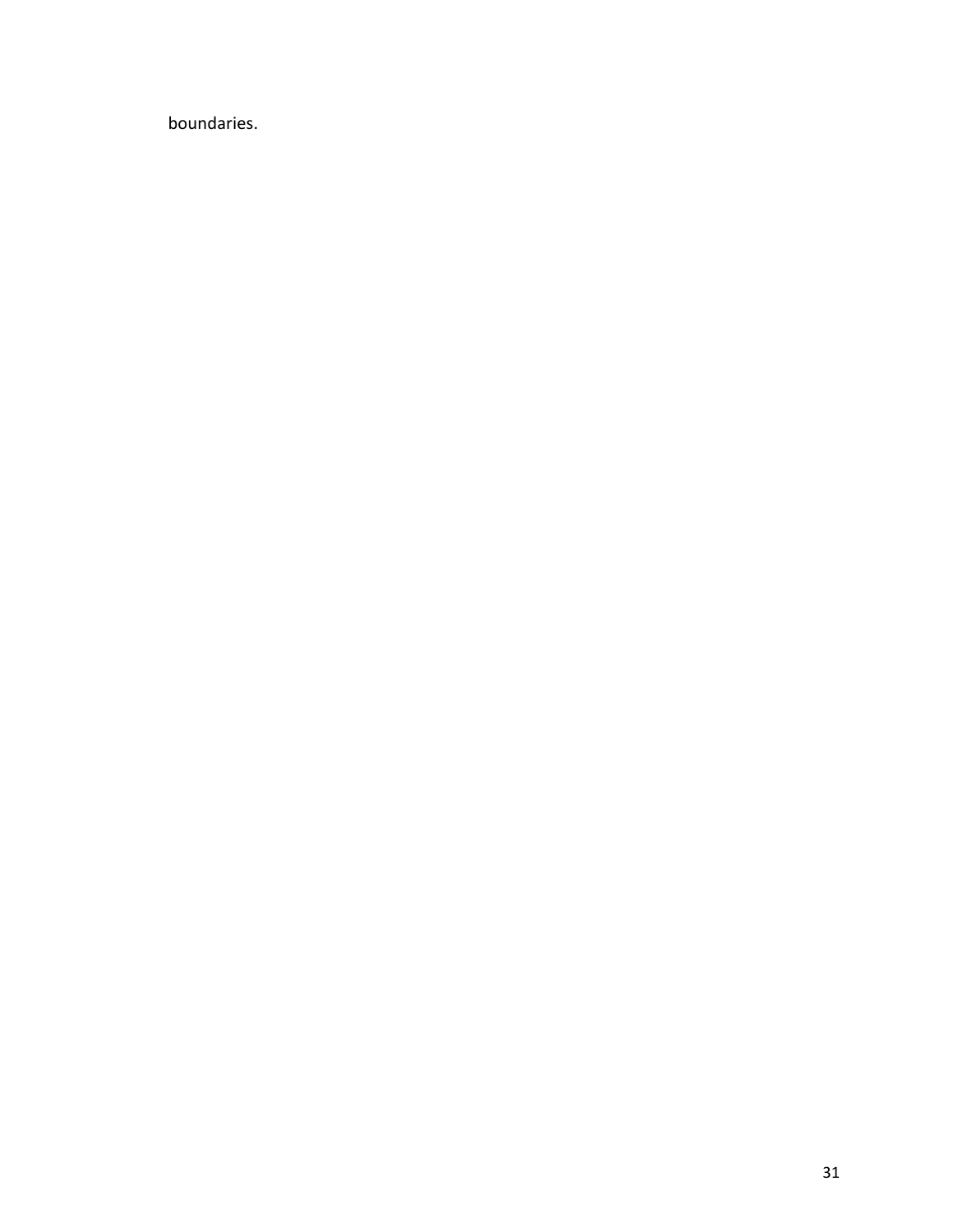boundaries.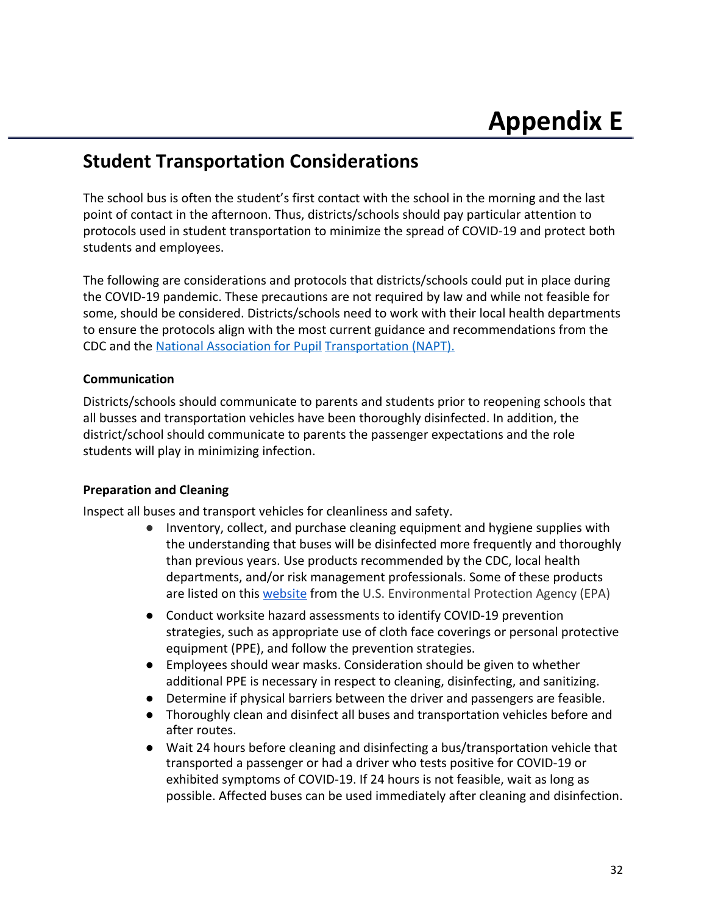# Appendix E

## Student Transportation Considerations

The school bus is often the student's first contact with the school in the morning and the last point of contact in the afternoon. Thus, districts/schools should pay particular attention to protocols used in student transportation to minimize the spread of COVID-19 and protect both students and employees.

The following are considerations and protocols that districts/schools could put in place during the COVID-19 pandemic. These precautions are not required by law and while not feasible for some, should be considered. Districts/schools need to work with their local health departments to ensure the protocols align with the most current guidance and recommendations from the CDC and the National Association for Pupil Transportation (NAPT).

**Communication**

Districts/schools should communicate to parents and students prior to reopening schools that all busses and transportation vehicles have been thoroughly disinfected. In addition, the district/school should communicate to parents the passenger expectations and the role students will play in minimizing infection.

**Preparation and Cleaning**

Inspect all buses and transport vehicles for cleanliness and safety.

- Inventory, collect, and purchase cleaning equipment and hygiene supplies with the understanding that buses will be disinfected more frequently and thoroughly than previous years. Use products recommended by the CDC, local health departments, and/or risk management professionals. Some of these products are listed on this website from the U.S. Environmental Protection Agency (EPA)
- Conduct worksite hazard assessments to identify COVID-19 prevention strategies, such as appropriate use of cloth face coverings or personal protective equipment (PPE), and follow the prevention strategies.
- Employees should wear masks. Consideration should be given to whether additional PPE is necessary in respect to cleaning, disinfecting, and sanitizing.
- Determine if physical barriers between the driver and passengers are feasible.
- Thoroughly clean and disinfect all buses and transportation vehicles before and after routes.
- Wait 24 hours before cleaning and disinfecting a bus/transportation vehicle that transported a passenger or had a driver who tests positive for COVID-19 or exhibited symptoms of COVID-19. If 24 hours is not feasible, wait as long as possible. Affected buses can be used immediately after cleaning and disinfection.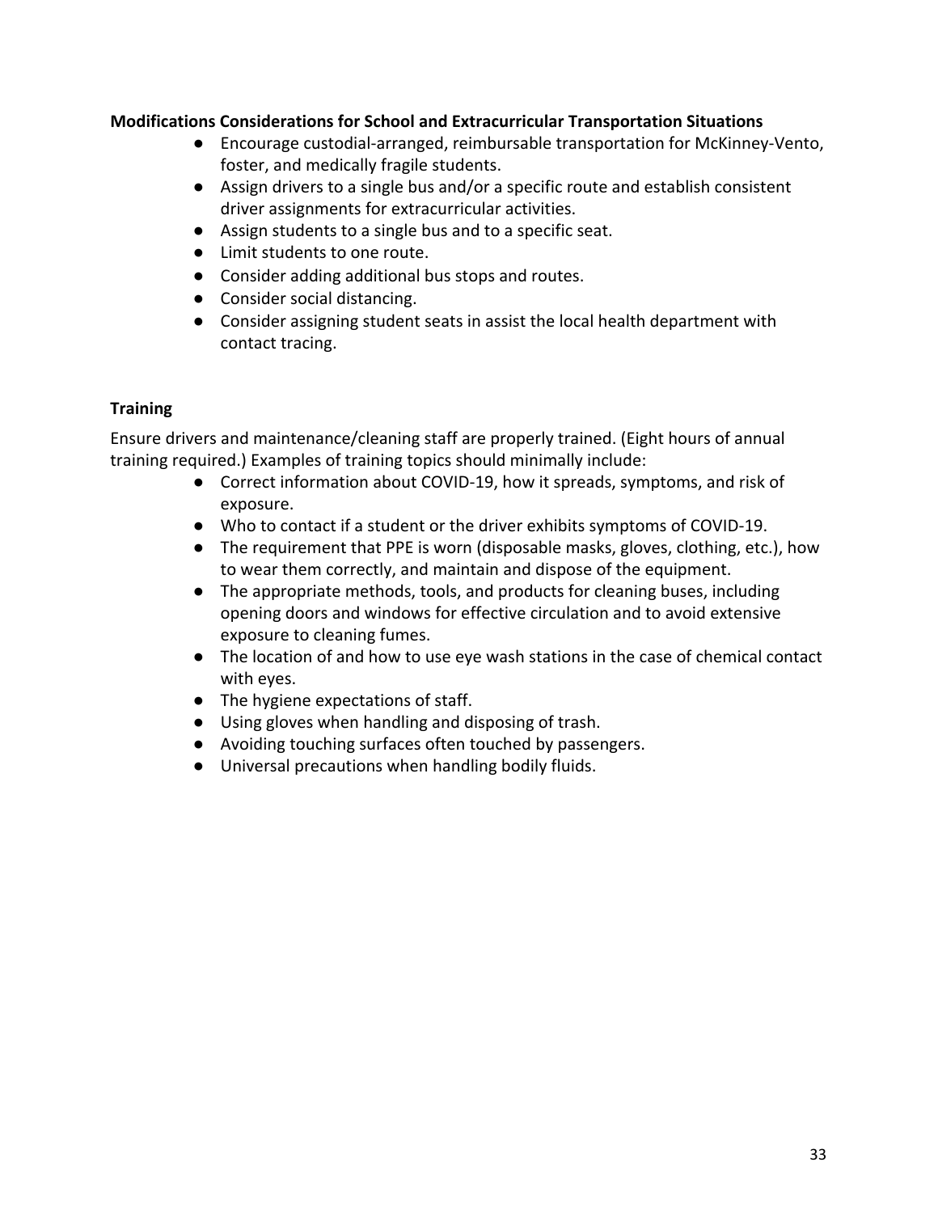**Modifications Considerations for School and Extracurricular Transportation Situations**

- Encourage custodial-arranged, reimbursable transportation for McKinney-Vento, foster, and medically fragile students.
- Assign drivers to a single bus and/or a specific route and establish consistent driver assignments for extracurricular activities.
- Assign students to a single bus and to a specific seat.
- Limit students to one route.
- Consider adding additional bus stops and routes.
- Consider social distancing.
- Consider assigning student seats in assist the local health department with contact tracing.

**Training**

Ensure drivers and maintenance/cleaning staff are properly trained. (Eight hours of annual training required.) Examples of training topics should minimally include:

- Correct information about COVID-19, how it spreads, symptoms, and risk of exposure.
- Who to contact if a student or the driver exhibits symptoms of COVID-19.
- The requirement that PPE is worn (disposable masks, gloves, clothing, etc.), how to wear them correctly, and maintain and dispose of the equipment.
- The appropriate methods, tools, and products for cleaning buses, including opening doors and windows for effective circulation and to avoid extensive exposure to cleaning fumes.
- The location of and how to use eye wash stations in the case of chemical contact with eyes.
- The hygiene expectations of staff.
- Using gloves when handling and disposing of trash.
- Avoiding touching surfaces often touched by passengers.
- Universal precautions when handling bodily fluids.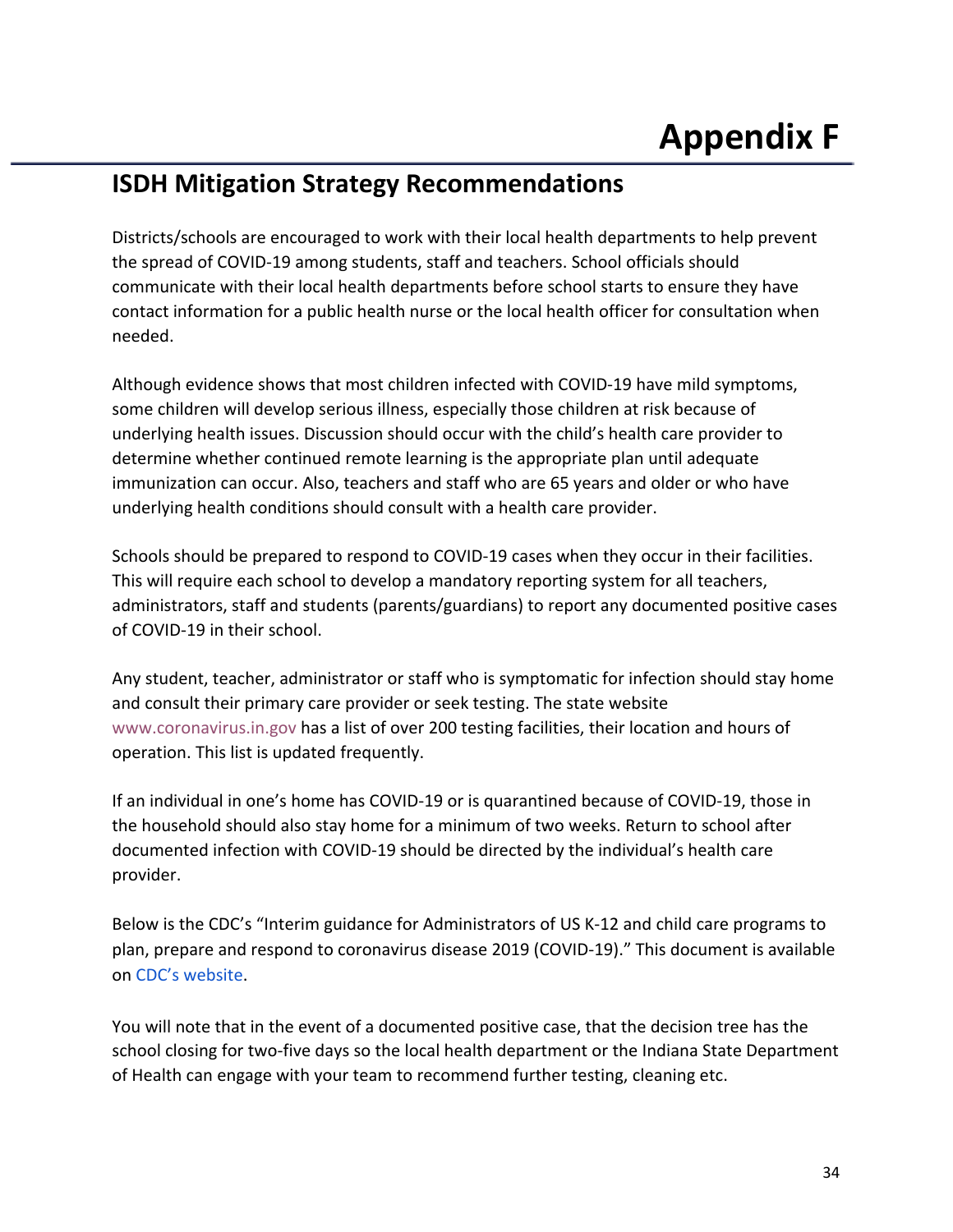# Appendix F

## ISDH Mitigation Strategy Recommendations

Districts/schools are encouraged to work with their local health departments to help prevent the spread of COVID-19 among students, staff and teachers. School officials should communicate with their local health departments before school starts to ensure they have contact information for a public health nurse or the local health officer for consultation when needed.

Although evidence shows that most children infected with COVID-19 have mild symptoms, some children will develop serious illness, especially those children at risk because of underlying health issues. Discussion should occur with the child's health care provider to determine whether continued remote learning is the appropriate plan until adequate immunization can occur. Also, teachers and staff who are 65 years and older or who have underlying health conditions should consult with a health care provider.

Schools should be prepared to respond to COVID-19 cases when they occur in their facilities. This will require each school to develop a mandatory reporting system for all teachers, administrators, staff and students (parents/guardians) to report any documented positive cases of COVID-19 in their school.

Any student, teacher, administrator or staff who is symptomatic for infection should stay home and consult their primary care provider or seek testing. The state website www.coronavirus.in.gov has a list of over 200 testing facilities, their location and hours of operation. This list is updated frequently.

If an individual in one's home has COVID-19 or is quarantined because of COVID-19, those in the household should also stay home for a minimum of two weeks. Return to school after documented infection with COVID-19 should be directed by the individual's health care provider.

Below is the CDC's "Interim guidance for Administrators of US K-12 and child care programs to plan, prepare and respond to coronavirus disease 2019 (COVID-19)." This document is available on CDC's website.

You will note that in the event of a documented positive case, that the decision tree has the school closing for two-five days so the local health department or the Indiana State Department of Health can engage with your team to recommend further testing, cleaning etc.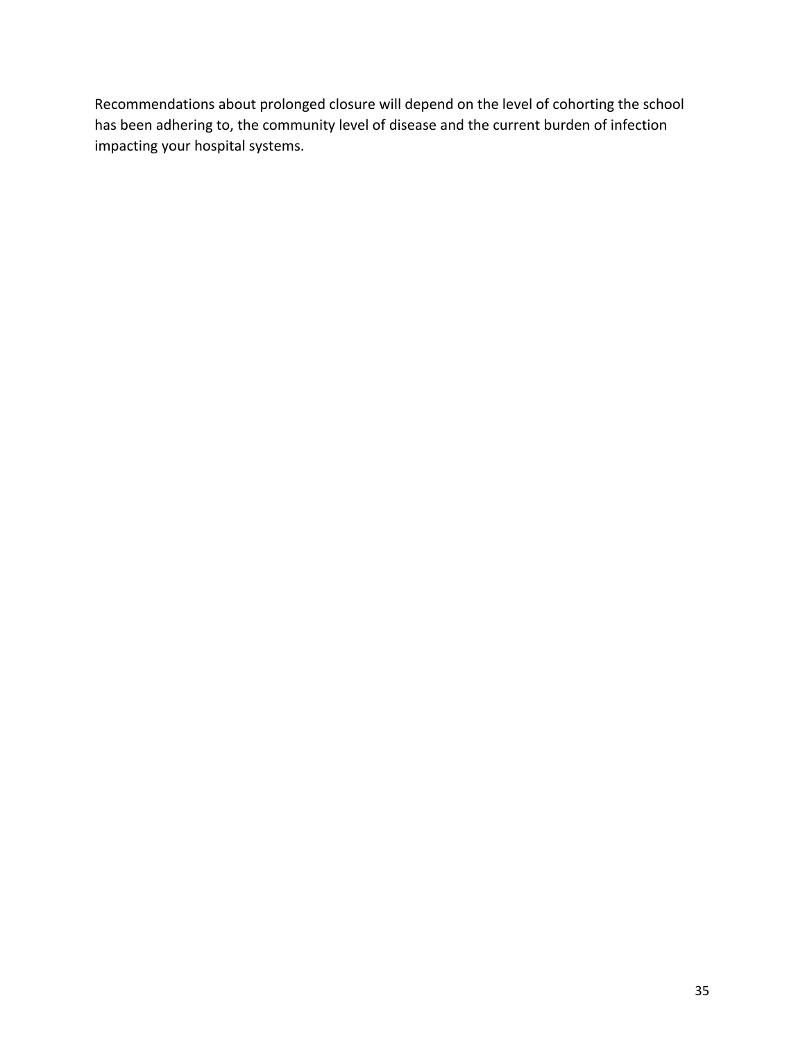Recommendations about prolonged closure will depend on the level of cohorting the school has been adhering to, the community level of disease and the current burden of infection impacting your hospital systems.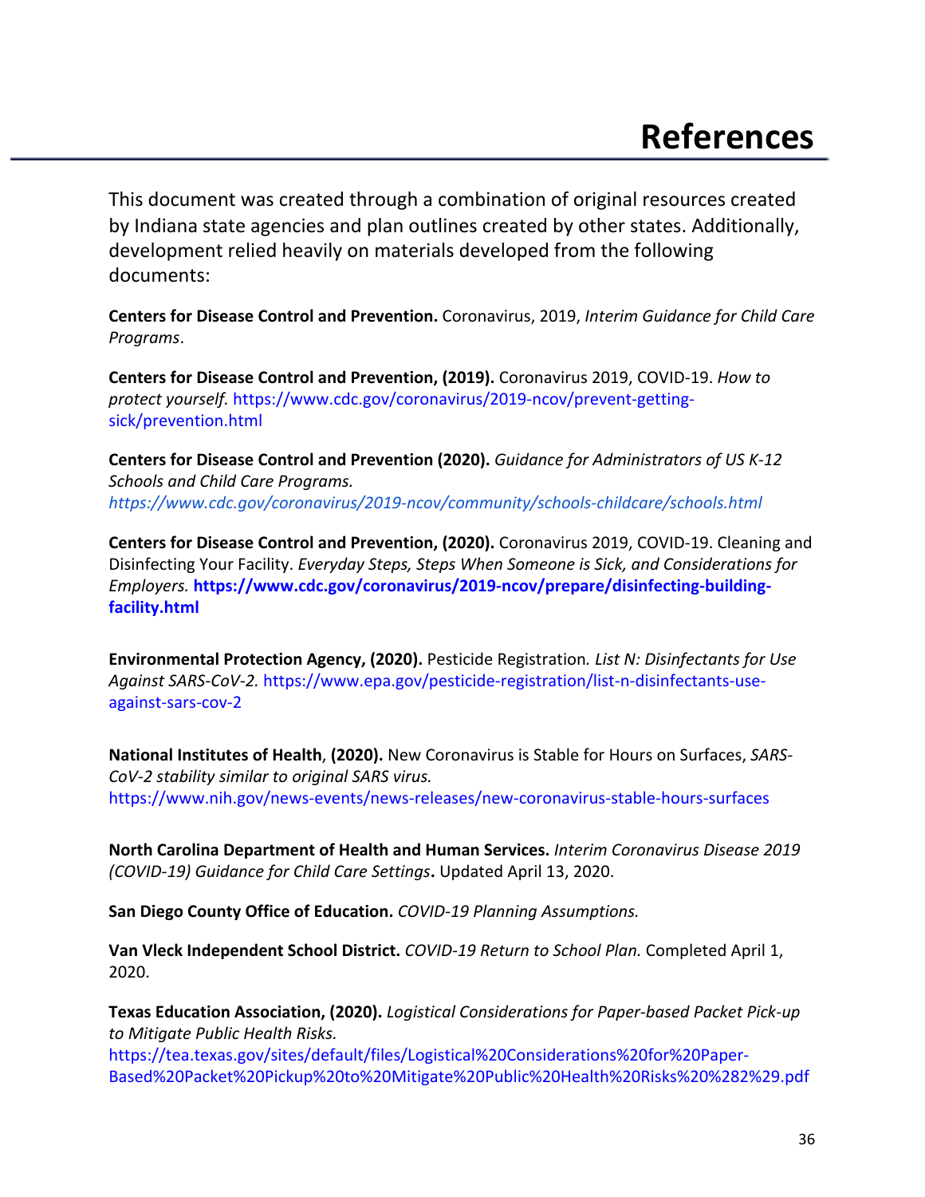# References

This document was created through a combination of original resources created by Indiana state agencies and plan outlines created by other states. Additionally, development relied heavily on materials developed from the following documents:

**Centers for Disease Control and Prevention.** Coronavirus, 2019, *Interim Guidance for Child Care Programs*.

**Centers for Disease Control and Prevention, (2019).** Coronavirus 2019, COVID-19. *How to protect yourself.* https://www.cdc.gov/coronavirus/2019-ncov/prevent-getting-sick/prevention.html

**Centers for Disease Control and Prevention (2020).** *Guidance for Administrators of US K-12 Schools and Child Care Programs.* *https://www.cdc.gov/coronavirus/2019-ncov/community/schools-childcare/schools.html*

**Centers for Disease Control and Prevention, (2020).** Coronavirus 2019, COVID-19. Cleaning and Disinfecting Your Facility. *Everyday Steps, Steps When Someone is Sick, and Considerations for Employers.* **https://www.cdc.gov/coronavirus/2019-ncov/prepare/disinfecting-building-facility.html**

**Environmental Protection Agency, (2020).** Pesticide Registration. *List N: Disinfectants for Use Against SARS-CoV-2.* https://www.epa.gov/pesticide-registration/list-n-disinfectants-use-against-sars-cov-2

**National Institutes of Health**, **(2020).** New Coronavirus is Stable for Hours on Surfaces, *SARS-CoV-2 stability similar to original SARS virus.* https://www.nih.gov/news-events/news-releases/new-coronavirus-stable-hours-surfaces

**North Carolina Department of Health and Human Services.** *Interim Coronavirus Disease 2019 (COVID-19) Guidance for Child Care Settings*. Updated April 13, 2020.

**San Diego County Office of Education.** *COVID-19 Planning Assumptions.*

**Van Vleck Independent School District.** *COVID-19 Return to School Plan.* Completed April 1, 2020.

**Texas Education Association, (2020).** *Logistical Considerations for Paper-based Packet Pick-up to Mitigate Public Health Risks.* https://tea.texas.gov/sites/default/files/Logistical%20Considerations%20for%20Paper-Based%20Packet%20Pickup%20to%20Mitigate%20Public%20Health%20Risks%20%282%29.pdf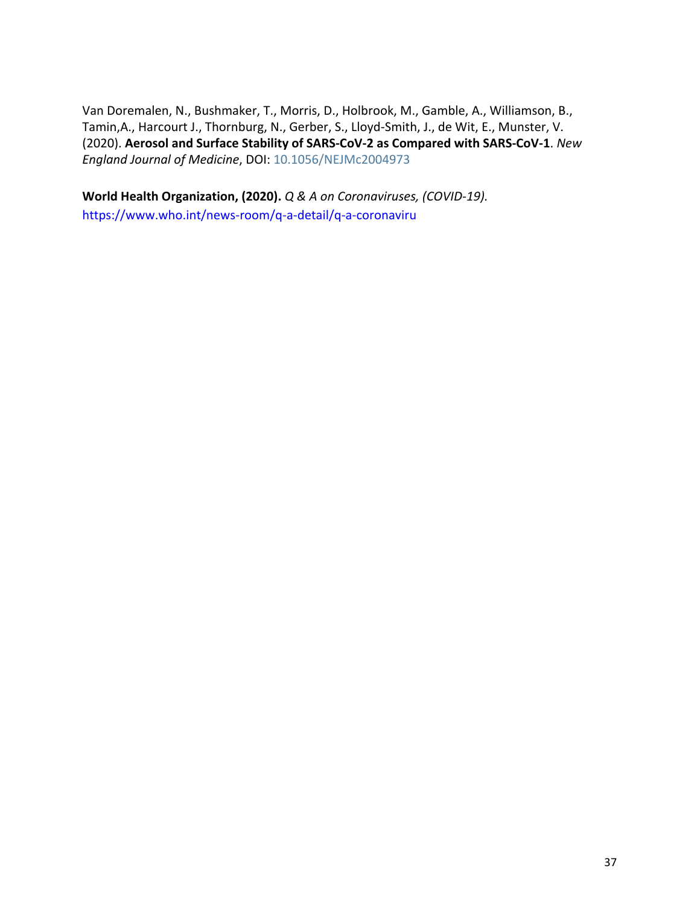Van Doremalen, N., Bushmaker, T., Morris, D., Holbrook, M., Gamble, A., Williamson, B., Tamin,A., Harcourt J., Thornburg, N., Gerber, S., Lloyd-Smith, J., de Wit, E., Munster, V. (2020). **Aerosol and Surface Stability of SARS-CoV-2 as Compared with SARS-CoV-1**. *New England Journal of Medicine*, DOI: 10.1056/NEJMc2004973

**World Health Organization, (2020).** *Q & A on Coronaviruses, (COVID-19).* https://www.who.int/news-room/q-a-detail/q-a-coronaviru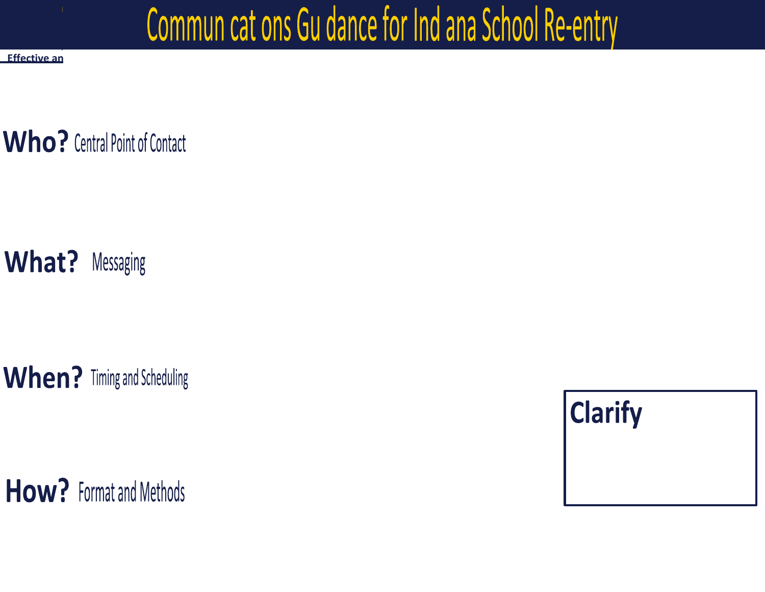# Commun cat ons Gu dance for Ind ana School Re-entry

Effective an

**Who?** Central Point of Contact

**What?** Messaging

**When?** Timing and Scheduling

**How?** Format and Methods

**Clarify**